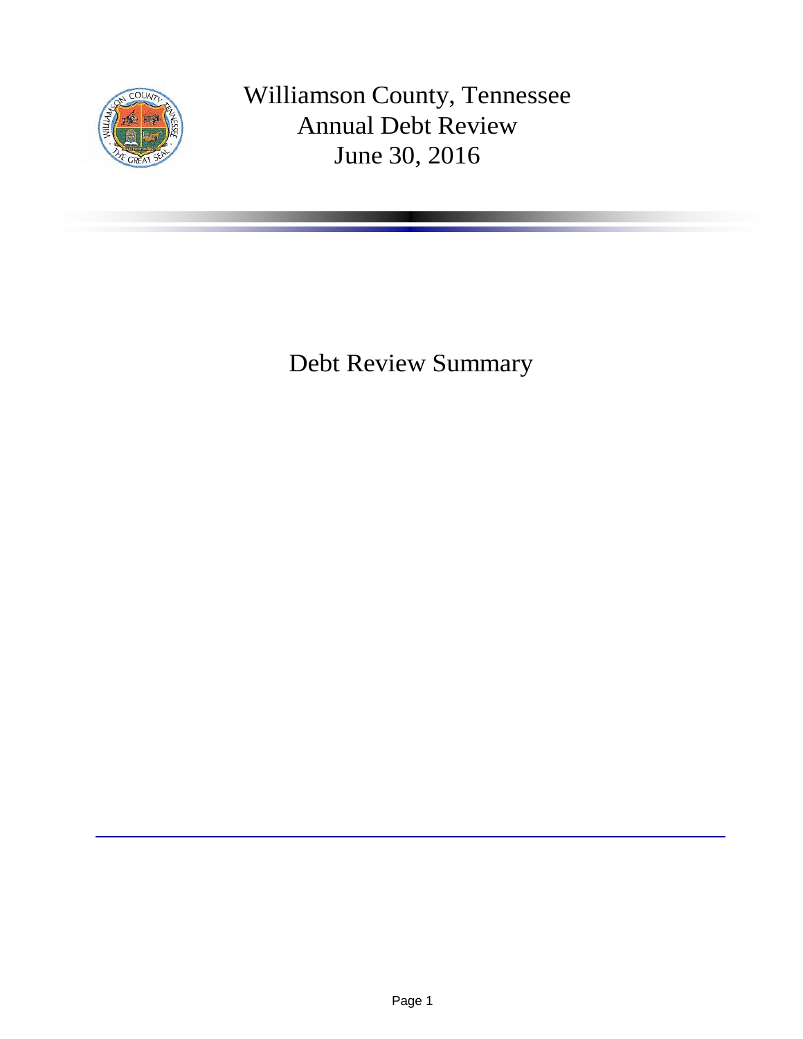# Williamson County, Tennessee
# Annual Debt Review
# June 30, 2016

## Debt Review Summary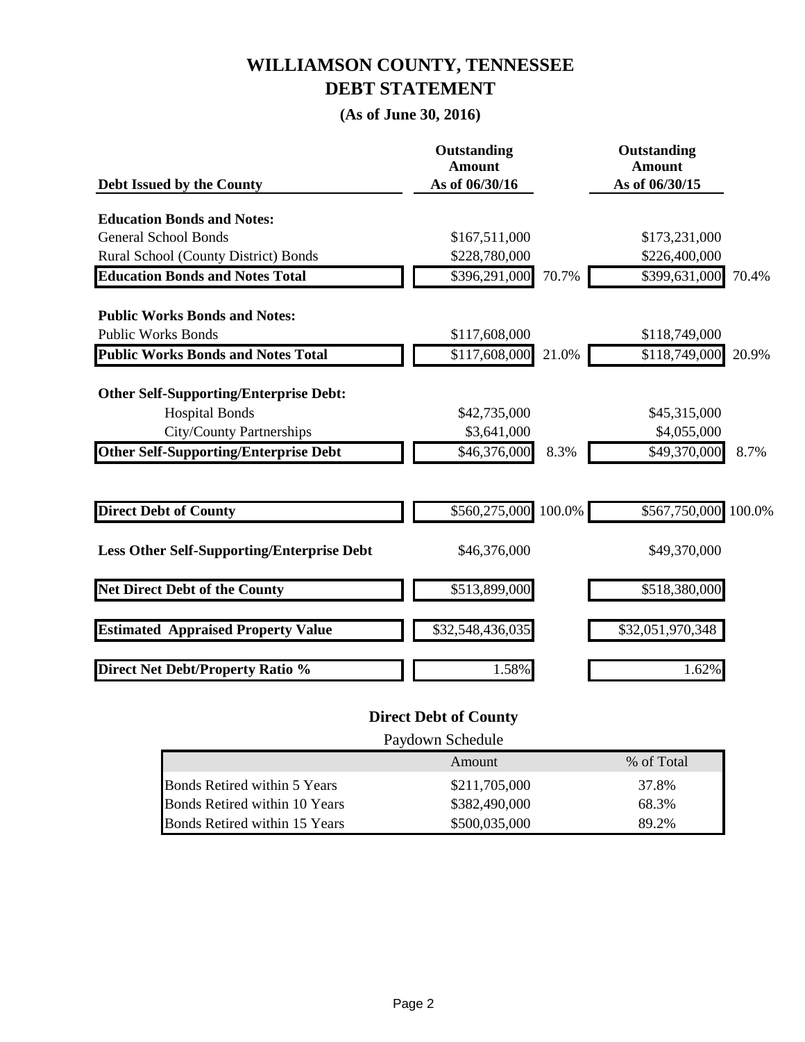# WILLIAMSON COUNTY, TENNESSEE
# DEBT STATEMENT
### (As of June 30, 2016)

| Debt Issued by the County | Outstanding Amount As of 06/30/16 | | Outstanding Amount As of 06/30/15 | |
|---|---|---|---|---|
| **Education Bonds and Notes:** | | | | |
| General School Bonds | $167,511,000 | | $173,231,000 | |
| Rural School (County District) Bonds | $228,780,000 | | $226,400,000 | |
| **Education Bonds and Notes Total** | $396,291,000 | 70.7% | $399,631,000 | 70.4% |
| **Public Works Bonds and Notes:** | | | | |
| Public Works Bonds | $117,608,000 | | $118,749,000 | |
| **Public Works Bonds and Notes Total** | $117,608,000 | 21.0% | $118,749,000 | 20.9% |
| **Other Self-Supporting/Enterprise Debt:** | | | | |
| Hospital Bonds | $42,735,000 | | $45,315,000 | |
| City/County Partnerships | $3,641,000 | | $4,055,000 | |
| **Other Self-Supporting/Enterprise Debt** | $46,376,000 | 8.3% | $49,370,000 | 8.7% |
| **Direct Debt of County** | $560,275,000 | 100.0% | $567,750,000 | 100.0% |
| **Less Other Self-Supporting/Enterprise Debt** | $46,376,000 | | $49,370,000 | |
| **Net Direct Debt of the County** | $513,899,000 | | $518,380,000 | |
| **Estimated Appraised Property Value** | $32,548,436,035 | | $32,051,970,348 | |
| **Direct Net Debt/Property Ratio %** | 1.58% | | 1.62% | |

**Direct Debt of County**

Paydown Schedule

| | Amount | % of Total |
|---|---|---|
| Bonds Retired within 5 Years | $211,705,000 | 37.8% |
| Bonds Retired within 10 Years | $382,490,000 | 68.3% |
| Bonds Retired within 15 Years | $500,035,000 | 89.2% |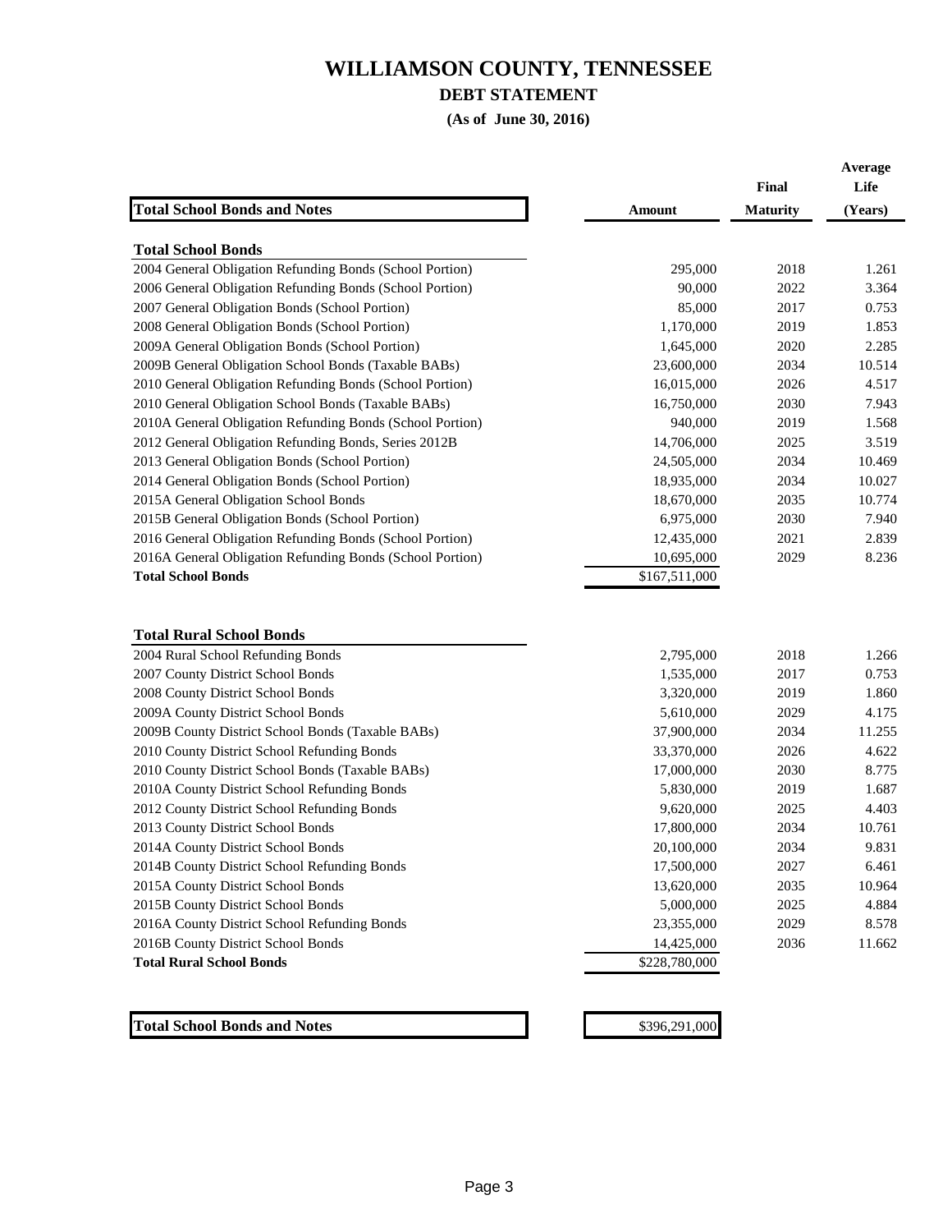# WILLIAMSON COUNTY, TENNESSEE

## DEBT STATEMENT

**(As of June 30, 2016)**

| Total School Bonds and Notes | Amount | Final Maturity | Average Life (Years) |
|---|---|---|---|
| **Total School Bonds** | | | |
| 2004 General Obligation Refunding Bonds (School Portion) | 295,000 | 2018 | 1.261 |
| 2006 General Obligation Refunding Bonds (School Portion) | 90,000 | 2022 | 3.364 |
| 2007 General Obligation Bonds (School Portion) | 85,000 | 2017 | 0.753 |
| 2008 General Obligation Bonds (School Portion) | 1,170,000 | 2019 | 1.853 |
| 2009A General Obligation Bonds (School Portion) | 1,645,000 | 2020 | 2.285 |
| 2009B General Obligation School Bonds (Taxable BABs) | 23,600,000 | 2034 | 10.514 |
| 2010 General Obligation Refunding Bonds (School Portion) | 16,015,000 | 2026 | 4.517 |
| 2010 General Obligation School Bonds (Taxable BABs) | 16,750,000 | 2030 | 7.943 |
| 2010A General Obligation Refunding Bonds (School Portion) | 940,000 | 2019 | 1.568 |
| 2012 General Obligation Refunding Bonds, Series 2012B | 14,706,000 | 2025 | 3.519 |
| 2013 General Obligation Bonds (School Portion) | 24,505,000 | 2034 | 10.469 |
| 2014 General Obligation Bonds (School Portion) | 18,935,000 | 2034 | 10.027 |
| 2015A General Obligation School Bonds | 18,670,000 | 2035 | 10.774 |
| 2015B General Obligation Bonds (School Portion) | 6,975,000 | 2030 | 7.940 |
| 2016 General Obligation Refunding Bonds (School Portion) | 12,435,000 | 2021 | 2.839 |
| 2016A General Obligation Refunding Bonds (School Portion) | 10,695,000 | 2029 | 8.236 |
| **Total School Bonds** | $167,511,000 | | |
| | | | |
| **Total Rural School Bonds** | | | |
| 2004 Rural School Refunding Bonds | 2,795,000 | 2018 | 1.266 |
| 2007 County District School Bonds | 1,535,000 | 2017 | 0.753 |
| 2008 County District School Bonds | 3,320,000 | 2019 | 1.860 |
| 2009A County District School Bonds | 5,610,000 | 2029 | 4.175 |
| 2009B County District School Bonds (Taxable BABs) | 37,900,000 | 2034 | 11.255 |
| 2010 County District School Refunding Bonds | 33,370,000 | 2026 | 4.622 |
| 2010 County District School Bonds (Taxable BABs) | 17,000,000 | 2030 | 8.775 |
| 2010A County District School Refunding Bonds | 5,830,000 | 2019 | 1.687 |
| 2012 County District School Refunding Bonds | 9,620,000 | 2025 | 4.403 |
| 2013 County District School Bonds | 17,800,000 | 2034 | 10.761 |
| 2014A County District School Bonds | 20,100,000 | 2034 | 9.831 |
| 2014B County District School Refunding Bonds | 17,500,000 | 2027 | 6.461 |
| 2015A County District School Bonds | 13,620,000 | 2035 | 10.964 |
| 2015B County District School Bonds | 5,000,000 | 2025 | 4.884 |
| 2016A County District School Refunding Bonds | 23,355,000 | 2029 | 8.578 |
| 2016B County District School Bonds | 14,425,000 | 2036 | 11.662 |
| **Total Rural School Bonds** | $228,780,000 | | |
| | | | |
| **Total School Bonds and Notes** | $396,291,000 | | |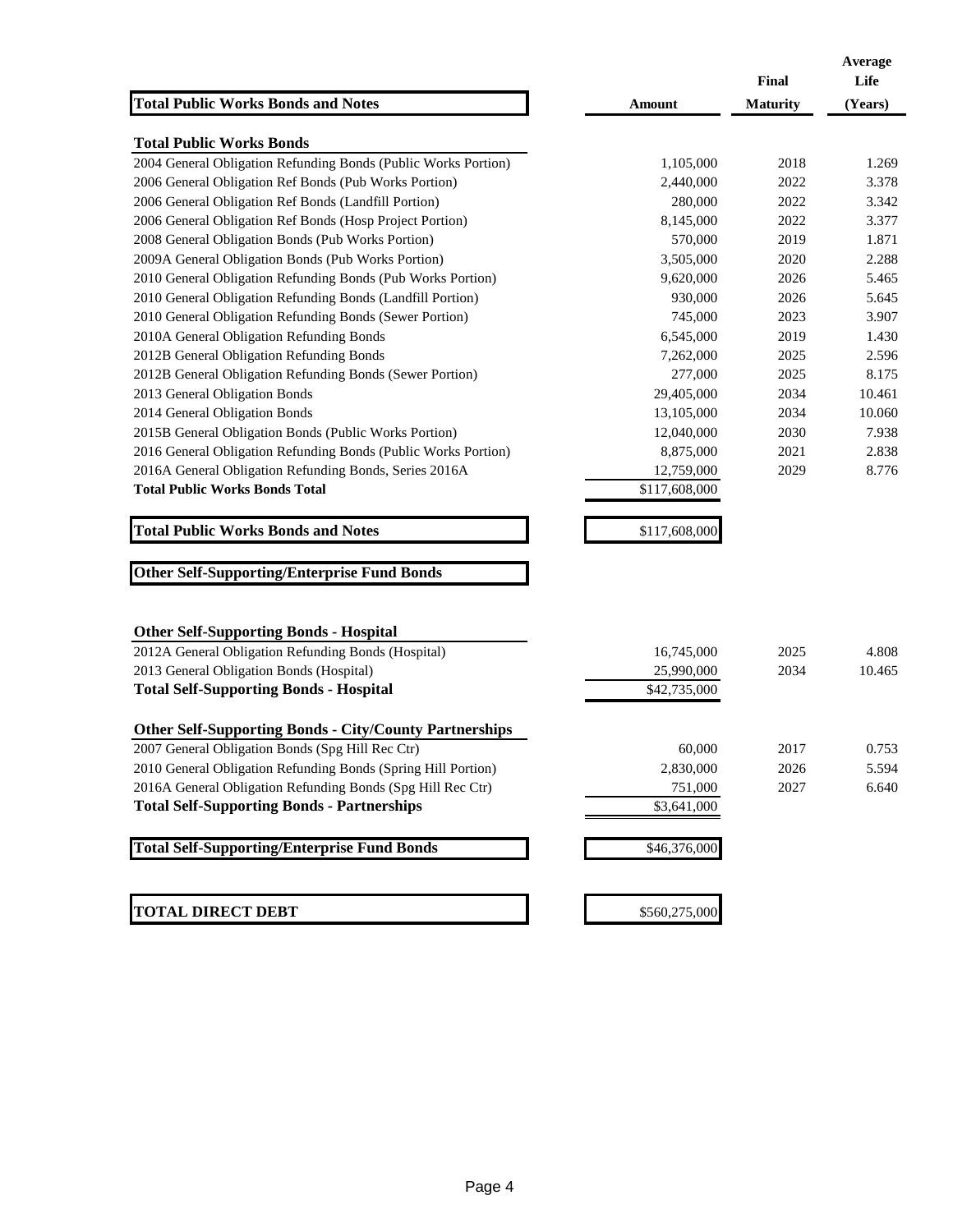| Total Public Works Bonds and Notes | Amount | Final Maturity | Average Life (Years) |
|---|---|---|---|
| **Total Public Works Bonds** | | | |
| 2004 General Obligation Refunding Bonds (Public Works Portion) | 1,105,000 | 2018 | 1.269 |
| 2006 General Obligation Ref Bonds (Pub Works Portion) | 2,440,000 | 2022 | 3.378 |
| 2006 General Obligation Ref Bonds (Landfill Portion) | 280,000 | 2022 | 3.342 |
| 2006 General Obligation Ref Bonds (Hosp Project Portion) | 8,145,000 | 2022 | 3.377 |
| 2008 General Obligation Bonds (Pub Works Portion) | 570,000 | 2019 | 1.871 |
| 2009A General Obligation Bonds (Pub Works Portion) | 3,505,000 | 2020 | 2.288 |
| 2010 General Obligation Refunding Bonds (Pub Works Portion) | 9,620,000 | 2026 | 5.465 |
| 2010 General Obligation Refunding Bonds (Landfill Portion) | 930,000 | 2026 | 5.645 |
| 2010 General Obligation Refunding Bonds (Sewer Portion) | 745,000 | 2023 | 3.907 |
| 2010A General Obligation Refunding Bonds | 6,545,000 | 2019 | 1.430 |
| 2012B General Obligation Refunding Bonds | 7,262,000 | 2025 | 2.596 |
| 2012B General Obligation Refunding Bonds (Sewer Portion) | 277,000 | 2025 | 8.175 |
| 2013 General Obligation Bonds | 29,405,000 | 2034 | 10.461 |
| 2014 General Obligation Bonds | 13,105,000 | 2034 | 10.060 |
| 2015B General Obligation Bonds (Public Works Portion) | 12,040,000 | 2030 | 7.938 |
| 2016 General Obligation Refunding Bonds (Public Works Portion) | 8,875,000 | 2021 | 2.838 |
| 2016A General Obligation Refunding Bonds, Series 2016A | 12,759,000 | 2029 | 8.776 |
| **Total Public Works Bonds Total** | $117,608,000 | | |
| **Total Public Works Bonds and Notes** | $117,608,000 | | |
| **Other Self-Supporting/Enterprise Fund Bonds** | | | |
| **Other Self-Supporting Bonds - Hospital** | | | |
| 2012A General Obligation Refunding Bonds (Hospital) | 16,745,000 | 2025 | 4.808 |
| 2013 General Obligation Bonds (Hospital) | 25,990,000 | 2034 | 10.465 |
| **Total Self-Supporting Bonds - Hospital** | $42,735,000 | | |
| **Other Self-Supporting Bonds - City/County Partnerships** | | | |
| 2007 General Obligation Bonds (Spg Hill Rec Ctr) | 60,000 | 2017 | 0.753 |
| 2010 General Obligation Refunding Bonds (Spring Hill Portion) | 2,830,000 | 2026 | 5.594 |
| 2016A General Obligation Refunding Bonds (Spg Hill Rec Ctr) | 751,000 | 2027 | 6.640 |
| **Total Self-Supporting Bonds - Partnerships** | $3,641,000 | | |
| **Total Self-Supporting/Enterprise Fund Bonds** | $46,376,000 | | |
| **TOTAL DIRECT DEBT** | $560,275,000 | | |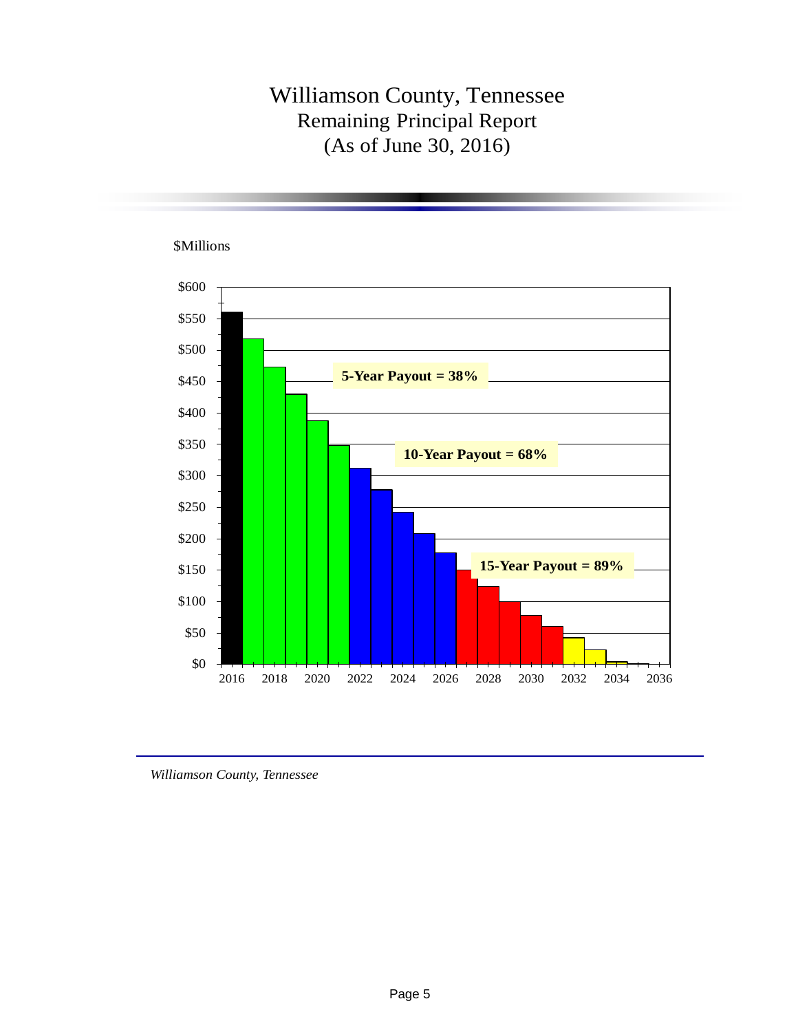# Williamson County, Tennessee
## Remaining Principal Report
## (As of June 30, 2016)

$Millions

**5-Year Payout = 38%**

**10-Year Payout = 68%**

**15-Year Payout = 89%**

*Williamson County, Tennessee*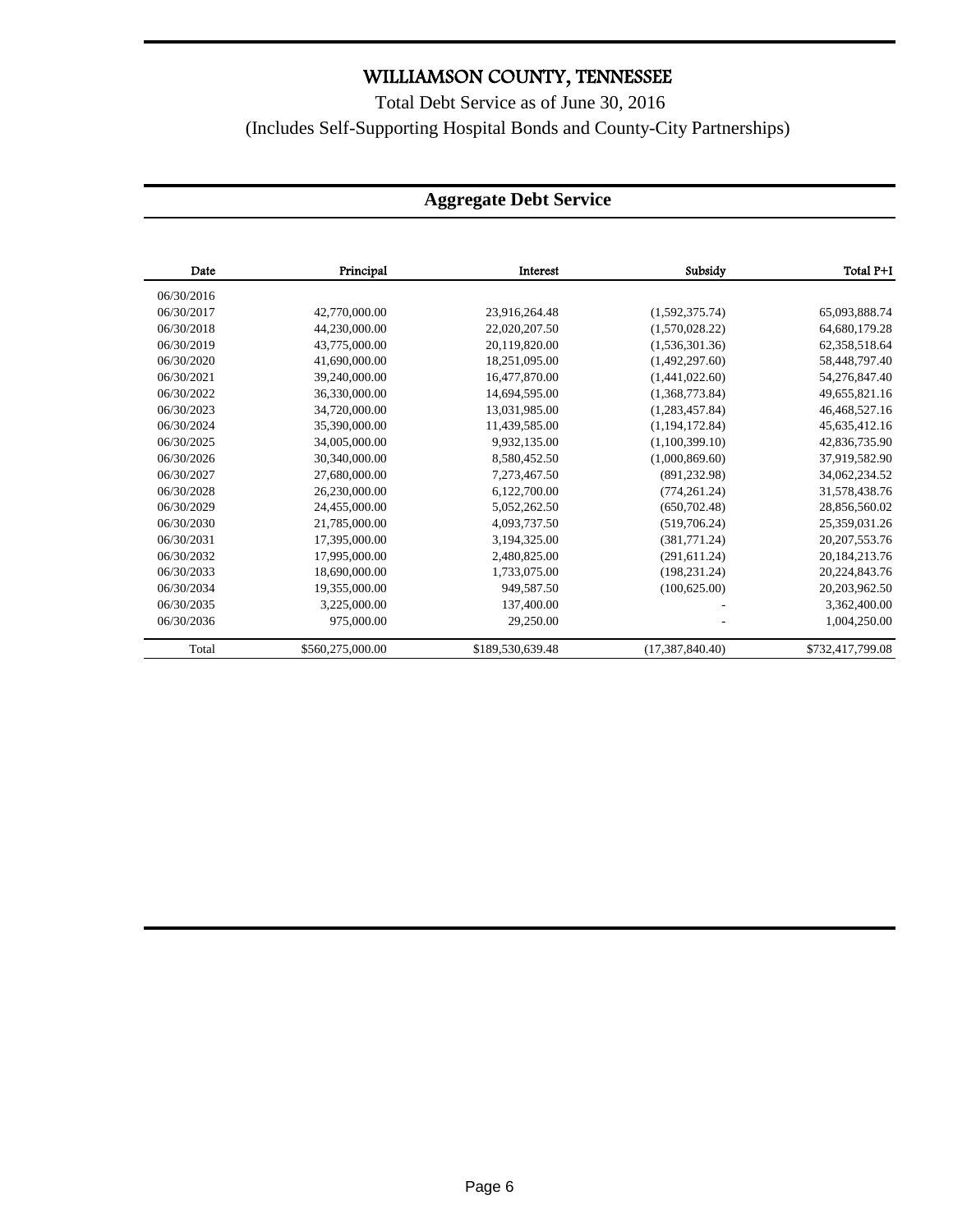# WILLIAMSON COUNTY, TENNESSEE

Total Debt Service as of June 30, 2016

(Includes Self-Supporting Hospital Bonds and County-City Partnerships)

## Aggregate Debt Service

| Date | Principal | Interest | Subsidy | Total P+I |
|---|---|---|---|---|
| 06/30/2016 | | | | |
| 06/30/2017 | 42,770,000.00 | 23,916,264.48 | (1,592,375.74) | 65,093,888.74 |
| 06/30/2018 | 44,230,000.00 | 22,020,207.50 | (1,570,028.22) | 64,680,179.28 |
| 06/30/2019 | 43,775,000.00 | 20,119,820.00 | (1,536,301.36) | 62,358,518.64 |
| 06/30/2020 | 41,690,000.00 | 18,251,095.00 | (1,492,297.60) | 58,448,797.40 |
| 06/30/2021 | 39,240,000.00 | 16,477,870.00 | (1,441,022.60) | 54,276,847.40 |
| 06/30/2022 | 36,330,000.00 | 14,694,595.00 | (1,368,773.84) | 49,655,821.16 |
| 06/30/2023 | 34,720,000.00 | 13,031,985.00 | (1,283,457.84) | 46,468,527.16 |
| 06/30/2024 | 35,390,000.00 | 11,439,585.00 | (1,194,172.84) | 45,635,412.16 |
| 06/30/2025 | 34,005,000.00 | 9,932,135.00 | (1,100,399.10) | 42,836,735.90 |
| 06/30/2026 | 30,340,000.00 | 8,580,452.50 | (1,000,869.60) | 37,919,582.90 |
| 06/30/2027 | 27,680,000.00 | 7,273,467.50 | (891,232.98) | 34,062,234.52 |
| 06/30/2028 | 26,230,000.00 | 6,122,700.00 | (774,261.24) | 31,578,438.76 |
| 06/30/2029 | 24,455,000.00 | 5,052,262.50 | (650,702.48) | 28,856,560.02 |
| 06/30/2030 | 21,785,000.00 | 4,093,737.50 | (519,706.24) | 25,359,031.26 |
| 06/30/2031 | 17,395,000.00 | 3,194,325.00 | (381,771.24) | 20,207,553.76 |
| 06/30/2032 | 17,995,000.00 | 2,480,825.00 | (291,611.24) | 20,184,213.76 |
| 06/30/2033 | 18,690,000.00 | 1,733,075.00 | (198,231.24) | 20,224,843.76 |
| 06/30/2034 | 19,355,000.00 | 949,587.50 | (100,625.00) | 20,203,962.50 |
| 06/30/2035 | 3,225,000.00 | 137,400.00 | - | 3,362,400.00 |
| 06/30/2036 | 975,000.00 | 29,250.00 | - | 1,004,250.00 |
| Total | $560,275,000.00 | $189,530,639.48 | (17,387,840.40) | $732,417,799.08 |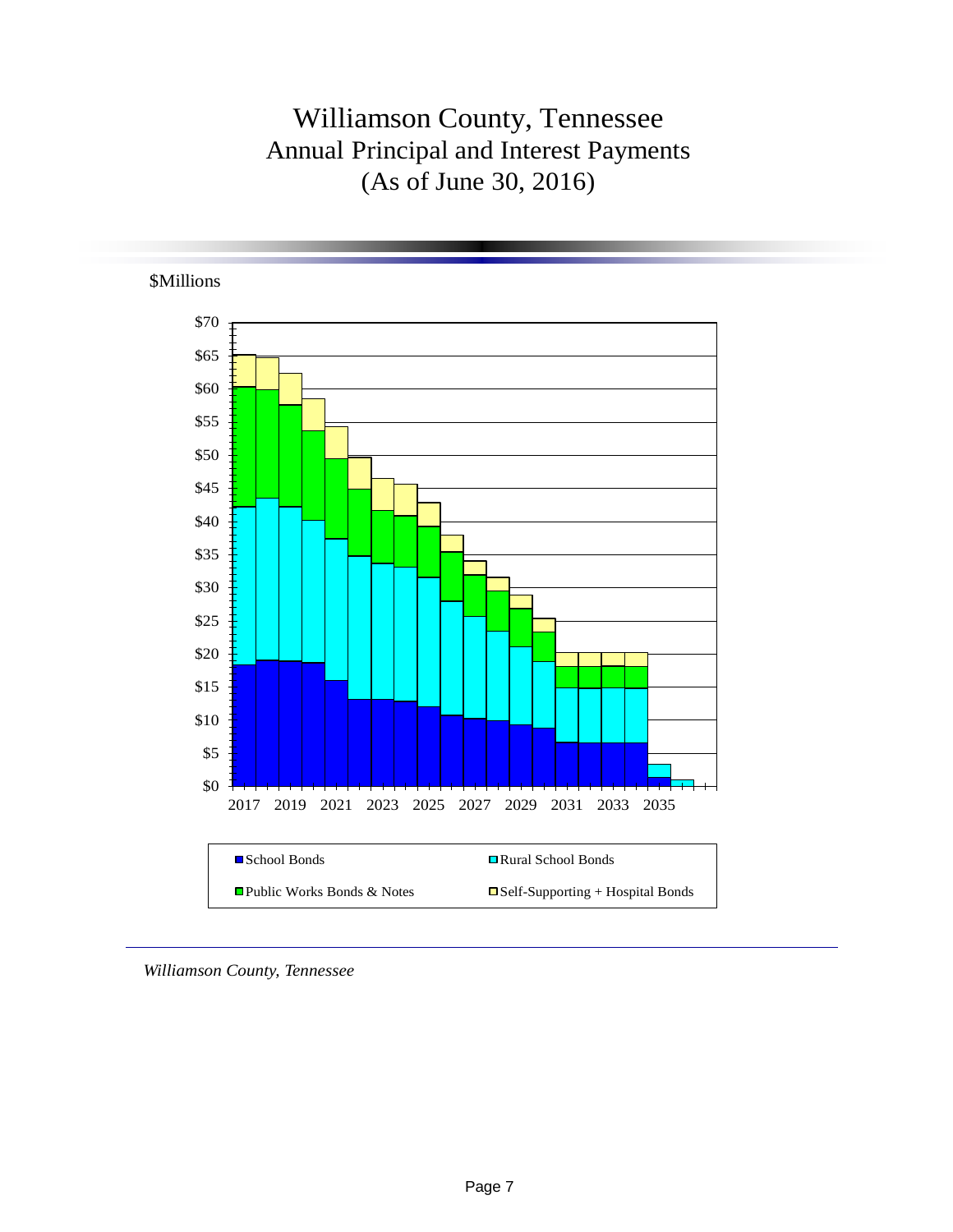# Williamson County, Tennessee

## Annual Principal and Interest Payments

## (As of June 30, 2016)

$Millions

$70
$65
$60
$55
$50
$45
$40
$35
$30
$25
$20
$15
$10
$5
$0

2017 2019 2021 2023 2025 2027 2029 2031 2033 2035

- School Bonds
- Rural School Bonds
- Public Works Bonds & Notes
- Self-Supporting + Hospital Bonds

*Williamson County, Tennessee*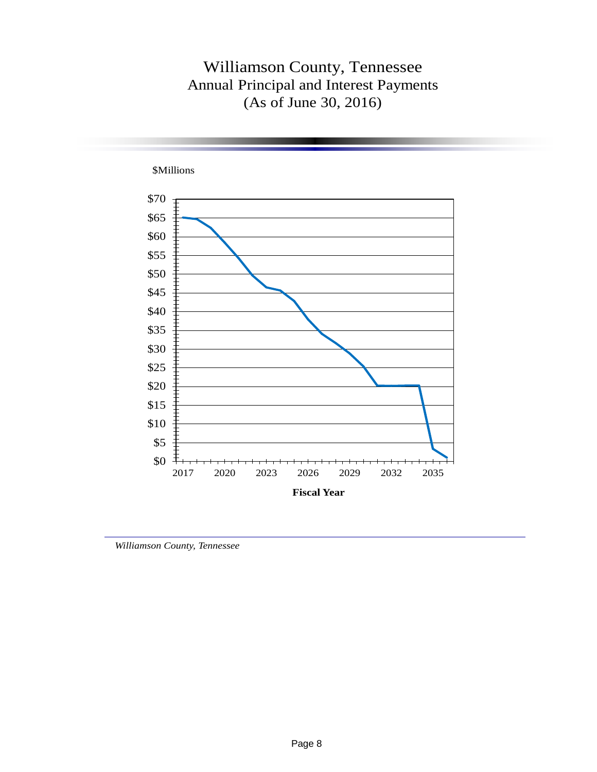# Williamson County, Tennessee
## Annual Principal and Interest Payments
## (As of June 30, 2016)

$Millions

$70
$65
$60
$55
$50
$45
$40
$35
$30
$25
$20
$15
$10
$5
$0

2017 2020 2023 2026 2029 2032 2035

**Fiscal Year**

*Williamson County, Tennessee*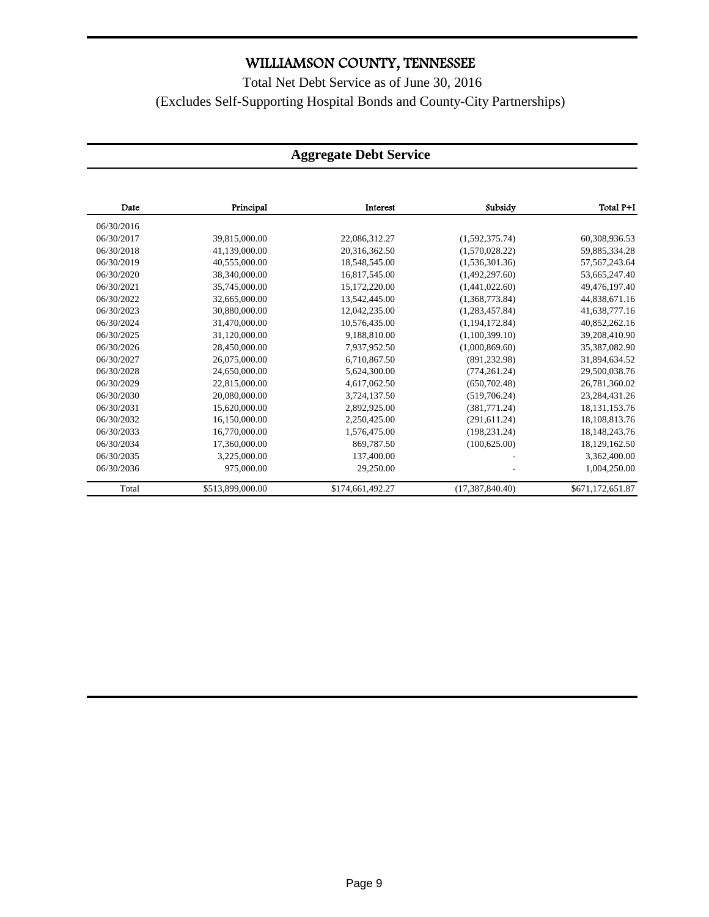# WILLIAMSON COUNTY, TENNESSEE

Total Net Debt Service as of June 30, 2016

(Excludes Self-Supporting Hospital Bonds and County-City Partnerships)

## Aggregate Debt Service

| Date | Principal | Interest | Subsidy | Total P+I |
|---|---|---|---|---|
| 06/30/2016 | | | | |
| 06/30/2017 | 39,815,000.00 | 22,086,312.27 | (1,592,375.74) | 60,308,936.53 |
| 06/30/2018 | 41,139,000.00 | 20,316,362.50 | (1,570,028.22) | 59,885,334.28 |
| 06/30/2019 | 40,555,000.00 | 18,548,545.00 | (1,536,301.36) | 57,567,243.64 |
| 06/30/2020 | 38,340,000.00 | 16,817,545.00 | (1,492,297.60) | 53,665,247.40 |
| 06/30/2021 | 35,745,000.00 | 15,172,220.00 | (1,441,022.60) | 49,476,197.40 |
| 06/30/2022 | 32,665,000.00 | 13,542,445.00 | (1,368,773.84) | 44,838,671.16 |
| 06/30/2023 | 30,880,000.00 | 12,042,235.00 | (1,283,457.84) | 41,638,777.16 |
| 06/30/2024 | 31,470,000.00 | 10,576,435.00 | (1,194,172.84) | 40,852,262.16 |
| 06/30/2025 | 31,120,000.00 | 9,188,810.00 | (1,100,399.10) | 39,208,410.90 |
| 06/30/2026 | 28,450,000.00 | 7,937,952.50 | (1,000,869.60) | 35,387,082.90 |
| 06/30/2027 | 26,075,000.00 | 6,710,867.50 | (891,232.98) | 31,894,634.52 |
| 06/30/2028 | 24,650,000.00 | 5,624,300.00 | (774,261.24) | 29,500,038.76 |
| 06/30/2029 | 22,815,000.00 | 4,617,062.50 | (650,702.48) | 26,781,360.02 |
| 06/30/2030 | 20,080,000.00 | 3,724,137.50 | (519,706.24) | 23,284,431.26 |
| 06/30/2031 | 15,620,000.00 | 2,892,925.00 | (381,771.24) | 18,131,153.76 |
| 06/30/2032 | 16,150,000.00 | 2,250,425.00 | (291,611.24) | 18,108,813.76 |
| 06/30/2033 | 16,770,000.00 | 1,576,475.00 | (198,231.24) | 18,148,243.76 |
| 06/30/2034 | 17,360,000.00 | 869,787.50 | (100,625.00) | 18,129,162.50 |
| 06/30/2035 | 3,225,000.00 | 137,400.00 | - | 3,362,400.00 |
| 06/30/2036 | 975,000.00 | 29,250.00 | - | 1,004,250.00 |
| Total | $513,899,000.00 | $174,661,492.27 | (17,387,840.40) | $671,172,651.87 |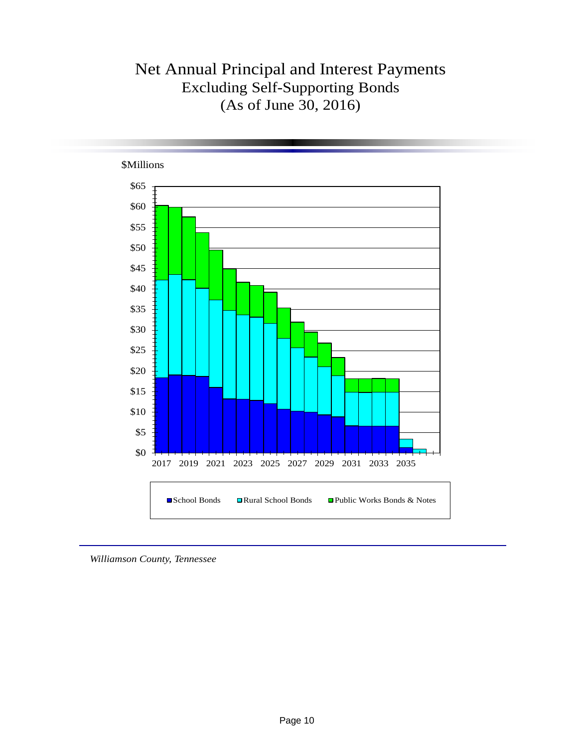# Net Annual Principal and Interest Payments

## Excluding Self-Supporting Bonds

## (As of June 30, 2016)

$Millions

$65
$60
$55
$50
$45
$40
$35
$30
$25
$20
$15
$10
$5
$0

2017 2019 2021 2023 2025 2027 2029 2031 2033 2035

■ School Bonds ■ Rural School Bonds ■ Public Works Bonds & Notes

*Williamson County, Tennessee*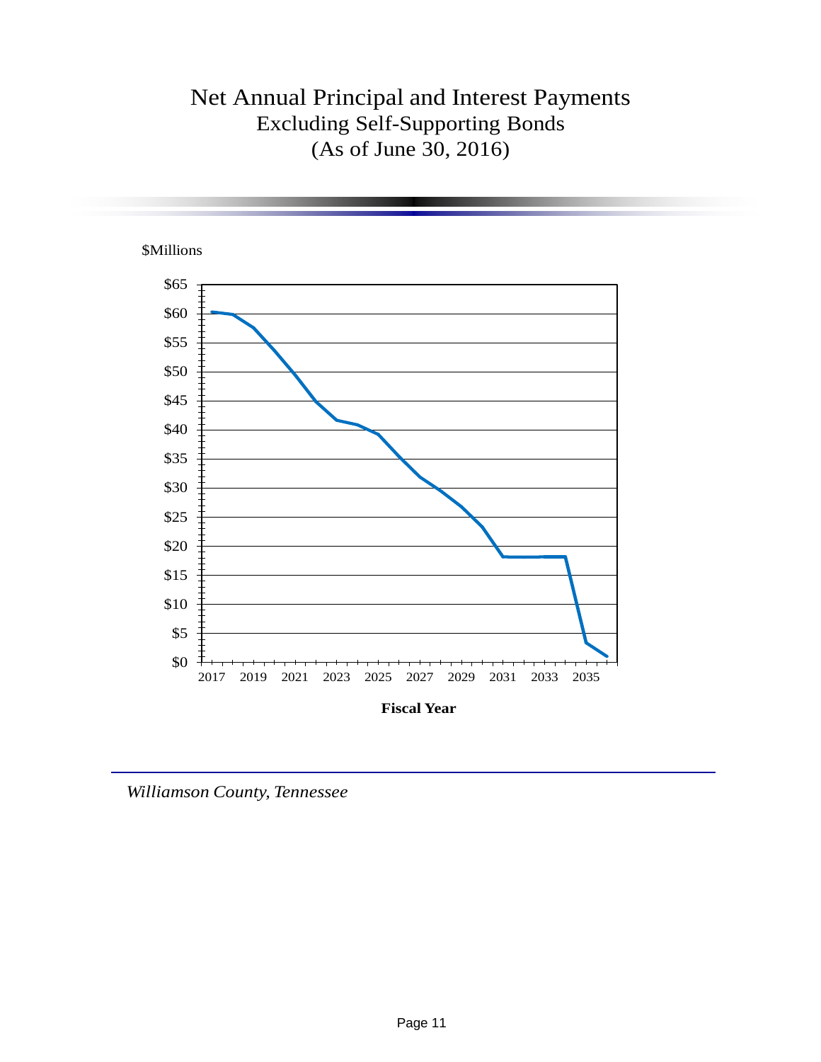# Net Annual Principal and Interest Payments

## Excluding Self-Supporting Bonds

## (As of June 30, 2016)

$Millions

$65
$60
$55
$50
$45
$40
$35
$30
$25
$20
$15
$10
$5
$0

2017 2019 2021 2023 2025 2027 2029 2031 2033 2035

**Fiscal Year**

*Williamson County, Tennessee*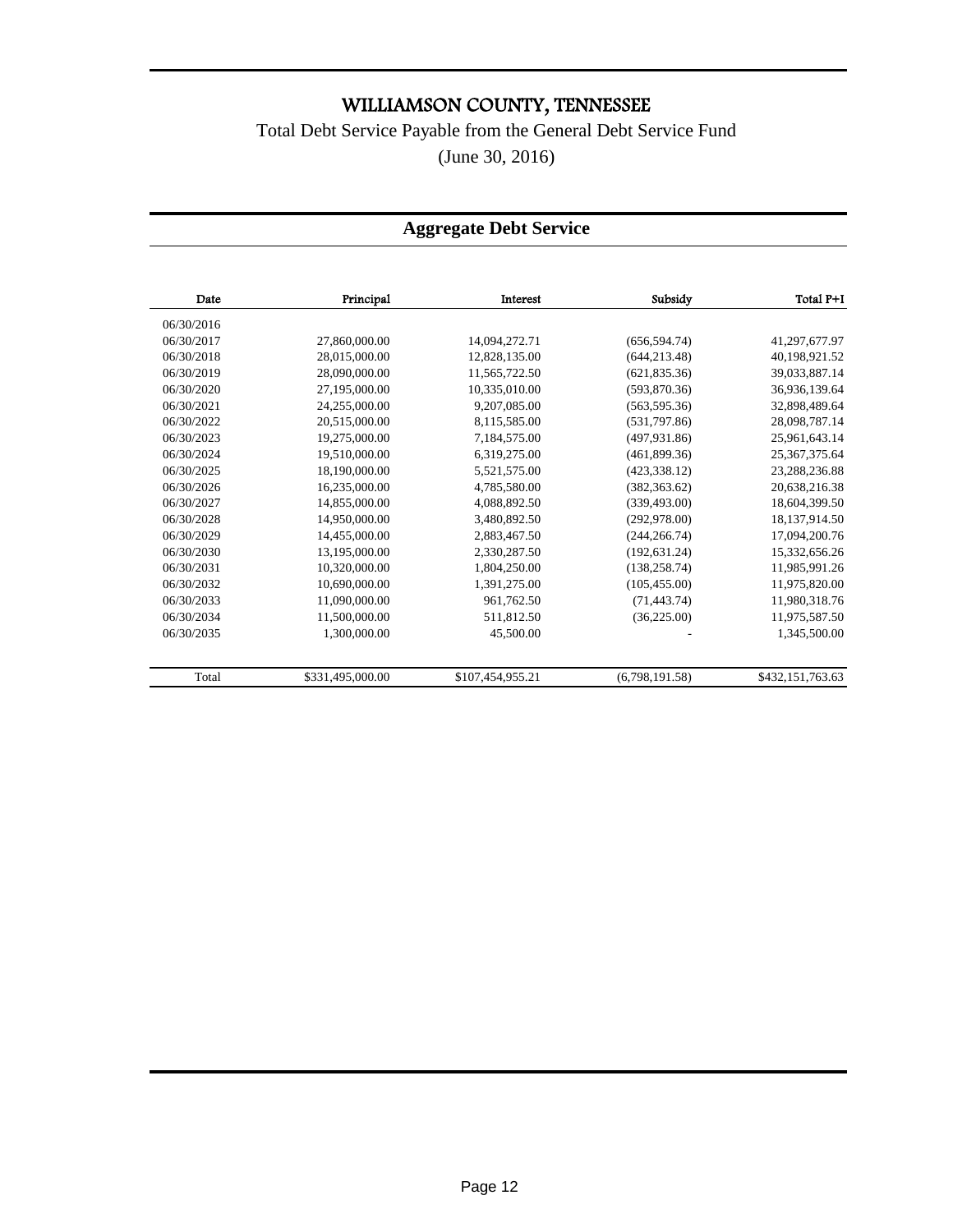# WILLIAMSON COUNTY, TENNESSEE

Total Debt Service Payable from the General Debt Service Fund

(June 30, 2016)

## Aggregate Debt Service

| Date | Principal | Interest | Subsidy | Total P+I |
|---|---|---|---|---|
| 06/30/2016 | | | | |
| 06/30/2017 | 27,860,000.00 | 14,094,272.71 | (656,594.74) | 41,297,677.97 |
| 06/30/2018 | 28,015,000.00 | 12,828,135.00 | (644,213.48) | 40,198,921.52 |
| 06/30/2019 | 28,090,000.00 | 11,565,722.50 | (621,835.36) | 39,033,887.14 |
| 06/30/2020 | 27,195,000.00 | 10,335,010.00 | (593,870.36) | 36,936,139.64 |
| 06/30/2021 | 24,255,000.00 | 9,207,085.00 | (563,595.36) | 32,898,489.64 |
| 06/30/2022 | 20,515,000.00 | 8,115,585.00 | (531,797.86) | 28,098,787.14 |
| 06/30/2023 | 19,275,000.00 | 7,184,575.00 | (497,931.86) | 25,961,643.14 |
| 06/30/2024 | 19,510,000.00 | 6,319,275.00 | (461,899.36) | 25,367,375.64 |
| 06/30/2025 | 18,190,000.00 | 5,521,575.00 | (423,338.12) | 23,288,236.88 |
| 06/30/2026 | 16,235,000.00 | 4,785,580.00 | (382,363.62) | 20,638,216.38 |
| 06/30/2027 | 14,855,000.00 | 4,088,892.50 | (339,493.00) | 18,604,399.50 |
| 06/30/2028 | 14,950,000.00 | 3,480,892.50 | (292,978.00) | 18,137,914.50 |
| 06/30/2029 | 14,455,000.00 | 2,883,467.50 | (244,266.74) | 17,094,200.76 |
| 06/30/2030 | 13,195,000.00 | 2,330,287.50 | (192,631.24) | 15,332,656.26 |
| 06/30/2031 | 10,320,000.00 | 1,804,250.00 | (138,258.74) | 11,985,991.26 |
| 06/30/2032 | 10,690,000.00 | 1,391,275.00 | (105,455.00) | 11,975,820.00 |
| 06/30/2033 | 11,090,000.00 | 961,762.50 | (71,443.74) | 11,980,318.76 |
| 06/30/2034 | 11,500,000.00 | 511,812.50 | (36,225.00) | 11,975,587.50 |
| 06/30/2035 | 1,300,000.00 | 45,500.00 | - | 1,345,500.00 |
| Total | $331,495,000.00 | $107,454,955.21 | (6,798,191.58) | $432,151,763.63 |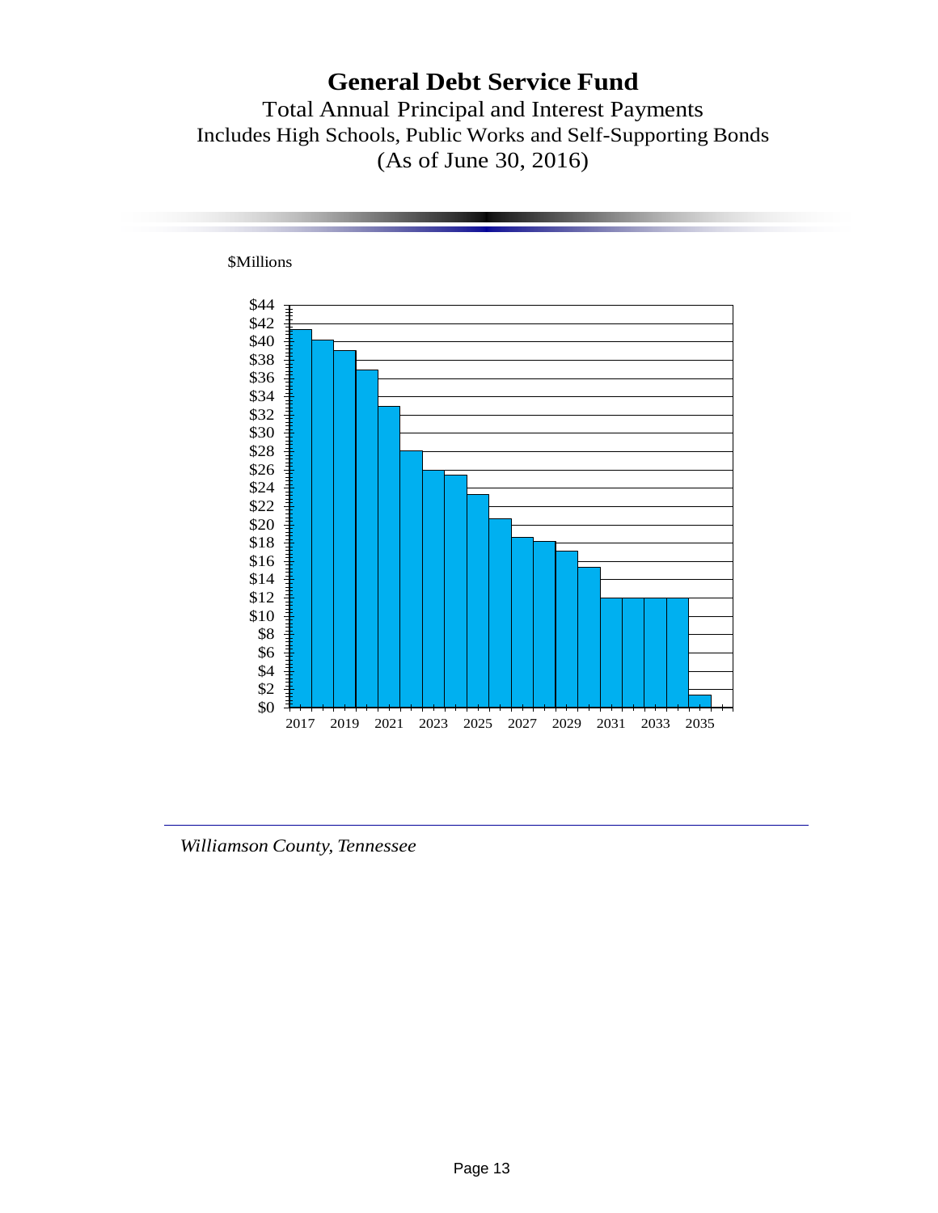# General Debt Service Fund

Total Annual Principal and Interest Payments

Includes High Schools, Public Works and Self-Supporting Bonds

(As of June 30, 2016)

$Millions

$44
$42
$40
$38
$36
$34
$32
$30
$28
$26
$24
$22
$20
$18
$16
$14
$12
$10
$8
$6
$4
$2
$0

2017 2019 2021 2023 2025 2027 2029 2031 2033 2035

*Williamson County, Tennessee*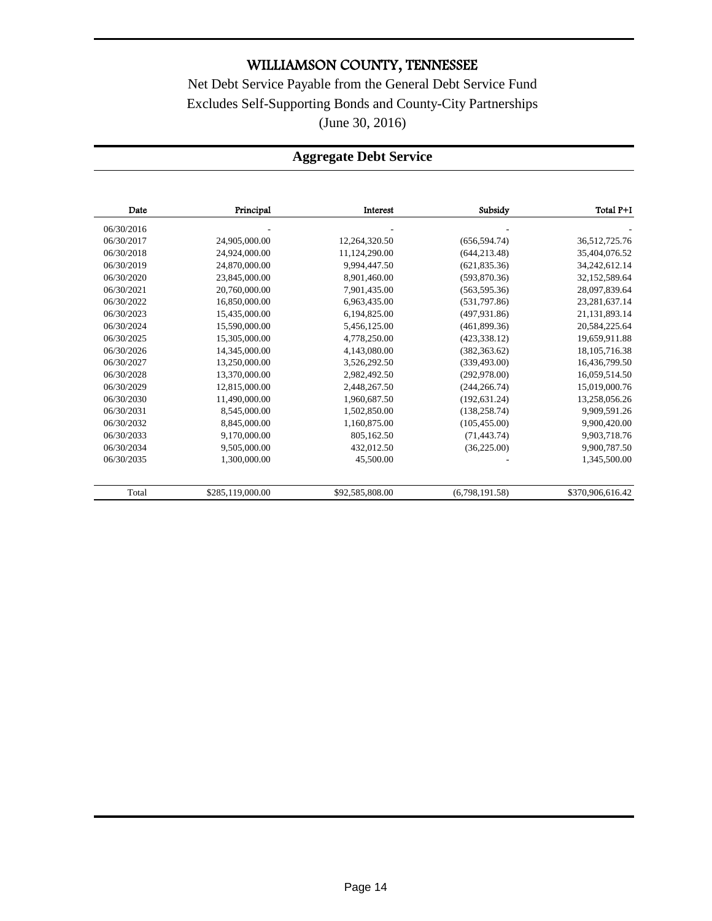# WILLIAMSON COUNTY, TENNESSEE

Net Debt Service Payable from the General Debt Service Fund
Excludes Self-Supporting Bonds and County-City Partnerships
(June 30, 2016)

## Aggregate Debt Service

| Date | Principal | Interest | Subsidy | Total P+I |
|---|---|---|---|---|
| 06/30/2016 | - | - | - | - |
| 06/30/2017 | 24,905,000.00 | 12,264,320.50 | (656,594.74) | 36,512,725.76 |
| 06/30/2018 | 24,924,000.00 | 11,124,290.00 | (644,213.48) | 35,404,076.52 |
| 06/30/2019 | 24,870,000.00 | 9,994,447.50 | (621,835.36) | 34,242,612.14 |
| 06/30/2020 | 23,845,000.00 | 8,901,460.00 | (593,870.36) | 32,152,589.64 |
| 06/30/2021 | 20,760,000.00 | 7,901,435.00 | (563,595.36) | 28,097,839.64 |
| 06/30/2022 | 16,850,000.00 | 6,963,435.00 | (531,797.86) | 23,281,637.14 |
| 06/30/2023 | 15,435,000.00 | 6,194,825.00 | (497,931.86) | 21,131,893.14 |
| 06/30/2024 | 15,590,000.00 | 5,456,125.00 | (461,899.36) | 20,584,225.64 |
| 06/30/2025 | 15,305,000.00 | 4,778,250.00 | (423,338.12) | 19,659,911.88 |
| 06/30/2026 | 14,345,000.00 | 4,143,080.00 | (382,363.62) | 18,105,716.38 |
| 06/30/2027 | 13,250,000.00 | 3,526,292.50 | (339,493.00) | 16,436,799.50 |
| 06/30/2028 | 13,370,000.00 | 2,982,492.50 | (292,978.00) | 16,059,514.50 |
| 06/30/2029 | 12,815,000.00 | 2,448,267.50 | (244,266.74) | 15,019,000.76 |
| 06/30/2030 | 11,490,000.00 | 1,960,687.50 | (192,631.24) | 13,258,056.26 |
| 06/30/2031 | 8,545,000.00 | 1,502,850.00 | (138,258.74) | 9,909,591.26 |
| 06/30/2032 | 8,845,000.00 | 1,160,875.00 | (105,455.00) | 9,900,420.00 |
| 06/30/2033 | 9,170,000.00 | 805,162.50 | (71,443.74) | 9,903,718.76 |
| 06/30/2034 | 9,505,000.00 | 432,012.50 | (36,225.00) | 9,900,787.50 |
| 06/30/2035 | 1,300,000.00 | 45,500.00 | - | 1,345,500.00 |
| Total | $285,119,000.00 | $92,585,808.00 | (6,798,191.58) | $370,906,616.42 |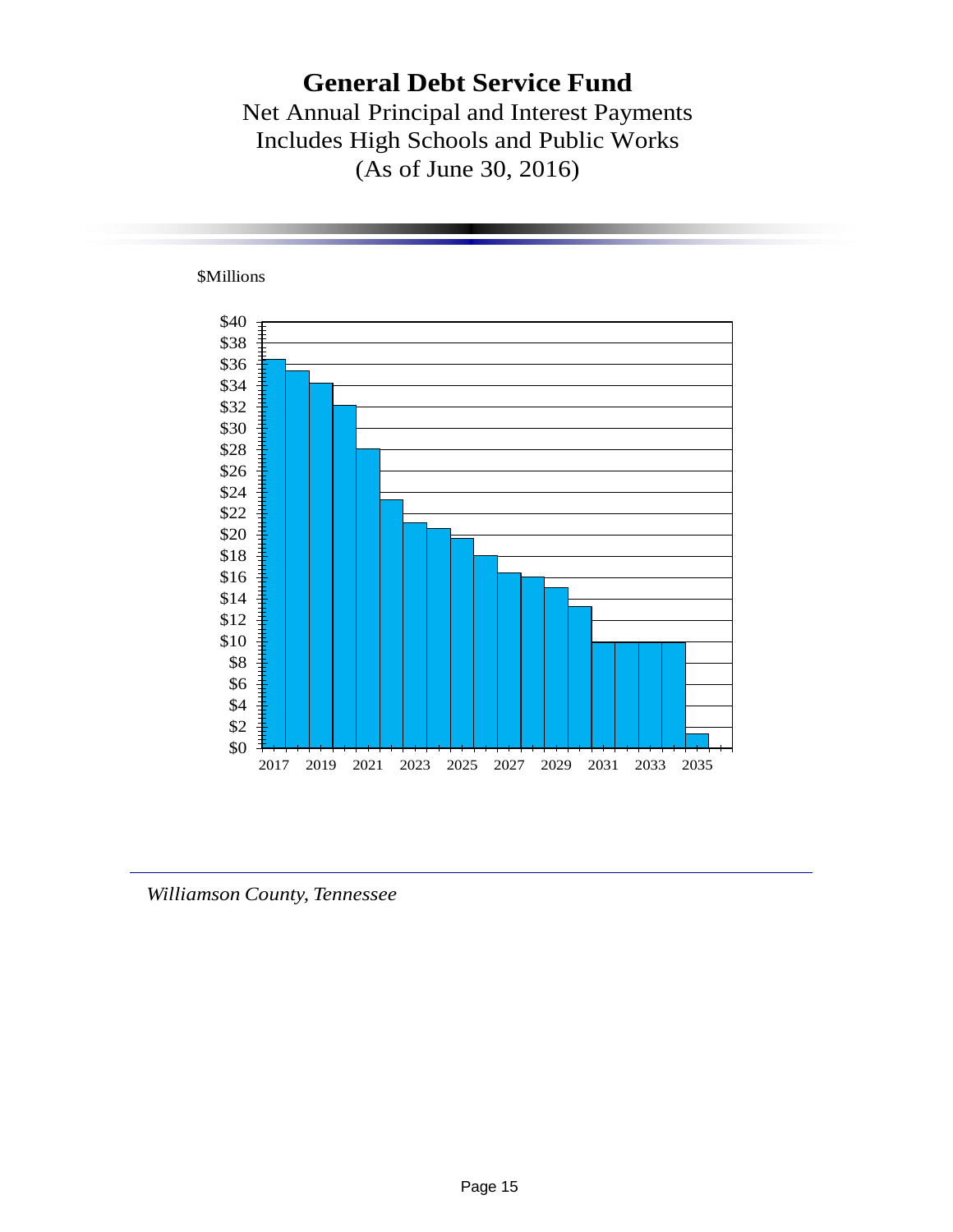# General Debt Service Fund

Net Annual Principal and Interest Payments
Includes High Schools and Public Works
(As of June 30, 2016)

$Millions

*Williamson County, Tennessee*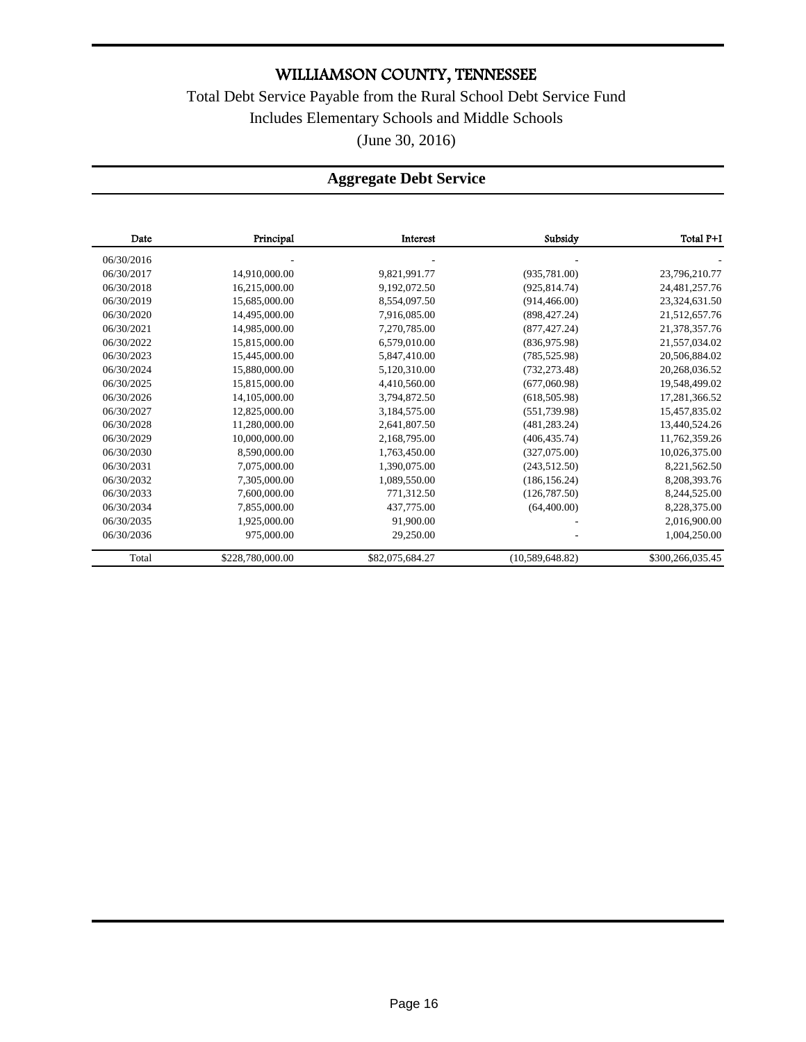# WILLIAMSON COUNTY, TENNESSEE

Total Debt Service Payable from the Rural School Debt Service Fund

Includes Elementary Schools and Middle Schools

(June 30, 2016)

## Aggregate Debt Service

| Date | Principal | Interest | Subsidy | Total P+I |
|---|---|---|---|---|
| 06/30/2016 | - | - | - | - |
| 06/30/2017 | 14,910,000.00 | 9,821,991.77 | (935,781.00) | 23,796,210.77 |
| 06/30/2018 | 16,215,000.00 | 9,192,072.50 | (925,814.74) | 24,481,257.76 |
| 06/30/2019 | 15,685,000.00 | 8,554,097.50 | (914,466.00) | 23,324,631.50 |
| 06/30/2020 | 14,495,000.00 | 7,916,085.00 | (898,427.24) | 21,512,657.76 |
| 06/30/2021 | 14,985,000.00 | 7,270,785.00 | (877,427.24) | 21,378,357.76 |
| 06/30/2022 | 15,815,000.00 | 6,579,010.00 | (836,975.98) | 21,557,034.02 |
| 06/30/2023 | 15,445,000.00 | 5,847,410.00 | (785,525.98) | 20,506,884.02 |
| 06/30/2024 | 15,880,000.00 | 5,120,310.00 | (732,273.48) | 20,268,036.52 |
| 06/30/2025 | 15,815,000.00 | 4,410,560.00 | (677,060.98) | 19,548,499.02 |
| 06/30/2026 | 14,105,000.00 | 3,794,872.50 | (618,505.98) | 17,281,366.52 |
| 06/30/2027 | 12,825,000.00 | 3,184,575.00 | (551,739.98) | 15,457,835.02 |
| 06/30/2028 | 11,280,000.00 | 2,641,807.50 | (481,283.24) | 13,440,524.26 |
| 06/30/2029 | 10,000,000.00 | 2,168,795.00 | (406,435.74) | 11,762,359.26 |
| 06/30/2030 | 8,590,000.00 | 1,763,450.00 | (327,075.00) | 10,026,375.00 |
| 06/30/2031 | 7,075,000.00 | 1,390,075.00 | (243,512.50) | 8,221,562.50 |
| 06/30/2032 | 7,305,000.00 | 1,089,550.00 | (186,156.24) | 8,208,393.76 |
| 06/30/2033 | 7,600,000.00 | 771,312.50 | (126,787.50) | 8,244,525.00 |
| 06/30/2034 | 7,855,000.00 | 437,775.00 | (64,400.00) | 8,228,375.00 |
| 06/30/2035 | 1,925,000.00 | 91,900.00 | - | 2,016,900.00 |
| 06/30/2036 | 975,000.00 | 29,250.00 | - | 1,004,250.00 |
| Total | $228,780,000.00 | $82,075,684.27 | (10,589,648.82) | $300,266,035.45 |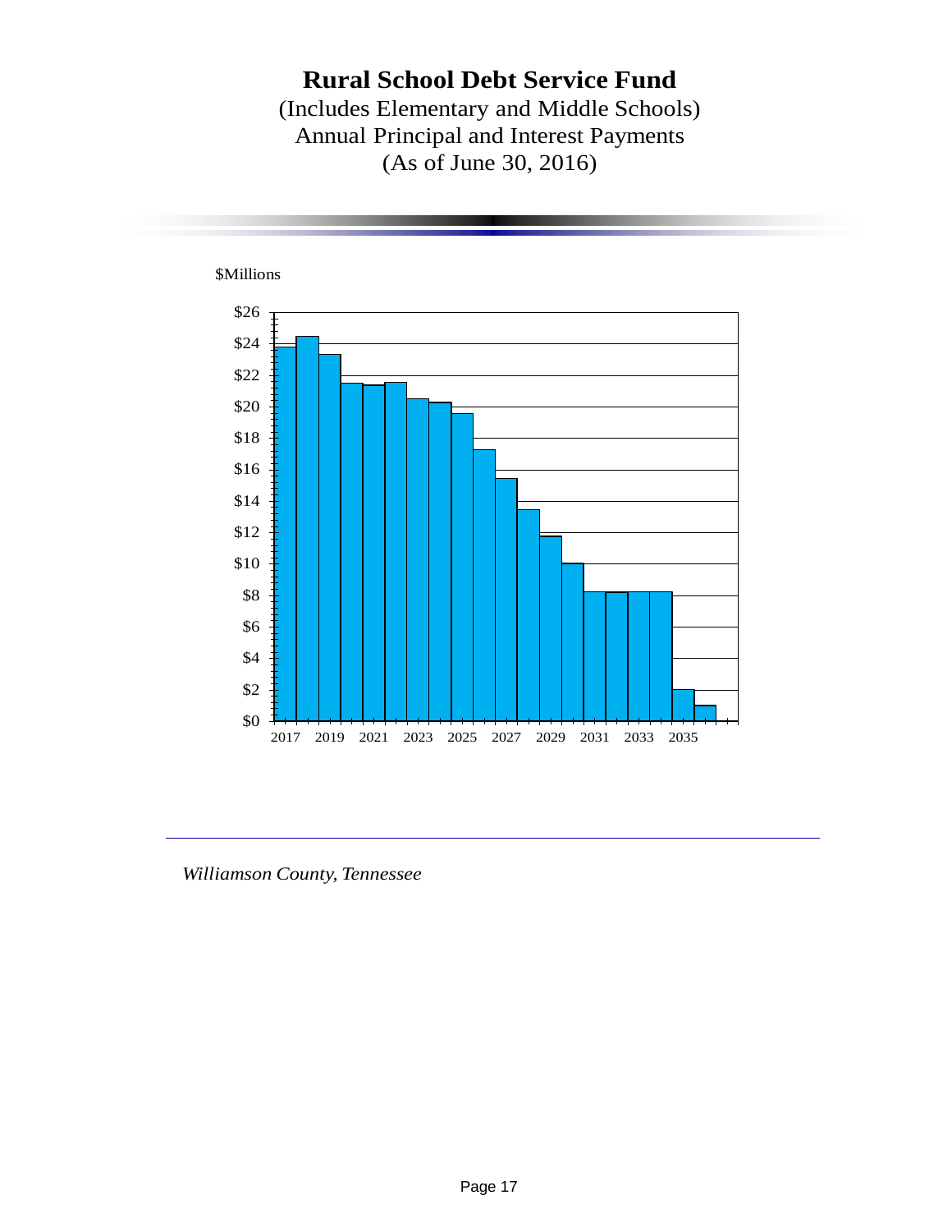# Rural School Debt Service Fund

(Includes Elementary and Middle Schools)
Annual Principal and Interest Payments
(As of June 30, 2016)

$Millions

*Williamson County, Tennessee*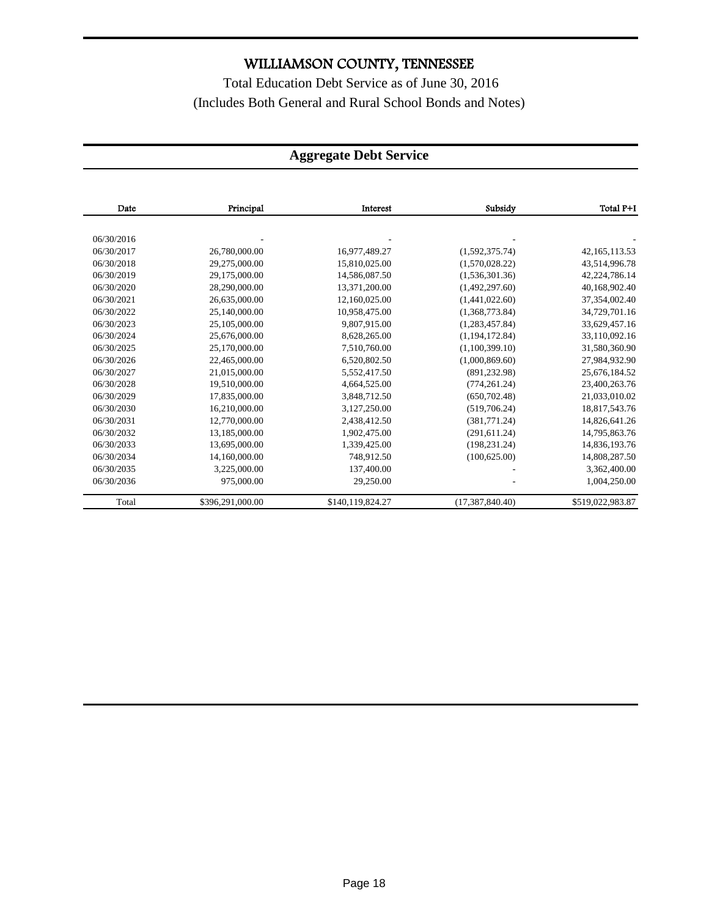# WILLIAMSON COUNTY, TENNESSEE

Total Education Debt Service as of June 30, 2016

(Includes Both General and Rural School Bonds and Notes)

## Aggregate Debt Service

| Date | Principal | Interest | Subsidy | Total P+I |
|---|---|---|---|---|
| 06/30/2016 | - | - | - | - |
| 06/30/2017 | 26,780,000.00 | 16,977,489.27 | (1,592,375.74) | 42,165,113.53 |
| 06/30/2018 | 29,275,000.00 | 15,810,025.00 | (1,570,028.22) | 43,514,996.78 |
| 06/30/2019 | 29,175,000.00 | 14,586,087.50 | (1,536,301.36) | 42,224,786.14 |
| 06/30/2020 | 28,290,000.00 | 13,371,200.00 | (1,492,297.60) | 40,168,902.40 |
| 06/30/2021 | 26,635,000.00 | 12,160,025.00 | (1,441,022.60) | 37,354,002.40 |
| 06/30/2022 | 25,140,000.00 | 10,958,475.00 | (1,368,773.84) | 34,729,701.16 |
| 06/30/2023 | 25,105,000.00 | 9,807,915.00 | (1,283,457.84) | 33,629,457.16 |
| 06/30/2024 | 25,676,000.00 | 8,628,265.00 | (1,194,172.84) | 33,110,092.16 |
| 06/30/2025 | 25,170,000.00 | 7,510,760.00 | (1,100,399.10) | 31,580,360.90 |
| 06/30/2026 | 22,465,000.00 | 6,520,802.50 | (1,000,869.60) | 27,984,932.90 |
| 06/30/2027 | 21,015,000.00 | 5,552,417.50 | (891,232.98) | 25,676,184.52 |
| 06/30/2028 | 19,510,000.00 | 4,664,525.00 | (774,261.24) | 23,400,263.76 |
| 06/30/2029 | 17,835,000.00 | 3,848,712.50 | (650,702.48) | 21,033,010.02 |
| 06/30/2030 | 16,210,000.00 | 3,127,250.00 | (519,706.24) | 18,817,543.76 |
| 06/30/2031 | 12,770,000.00 | 2,438,412.50 | (381,771.24) | 14,826,641.26 |
| 06/30/2032 | 13,185,000.00 | 1,902,475.00 | (291,611.24) | 14,795,863.76 |
| 06/30/2033 | 13,695,000.00 | 1,339,425.00 | (198,231.24) | 14,836,193.76 |
| 06/30/2034 | 14,160,000.00 | 748,912.50 | (100,625.00) | 14,808,287.50 |
| 06/30/2035 | 3,225,000.00 | 137,400.00 | - | 3,362,400.00 |
| 06/30/2036 | 975,000.00 | 29,250.00 | - | 1,004,250.00 |
| Total | $396,291,000.00 | $140,119,824.27 | (17,387,840.40) | $519,022,983.87 |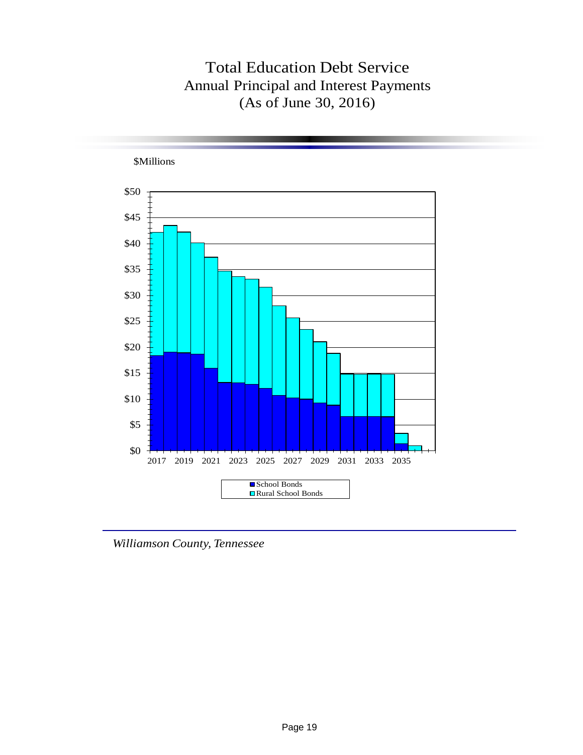# Total Education Debt Service

## Annual Principal and Interest Payments

## (As of June 30, 2016)

$Millions

$50
$45
$40
$35
$30
$25
$20
$15
$10
$5
$0

2017 2019 2021 2023 2025 2027 2029 2031 2033 2035

- School Bonds
- Rural School Bonds

*Williamson County, Tennessee*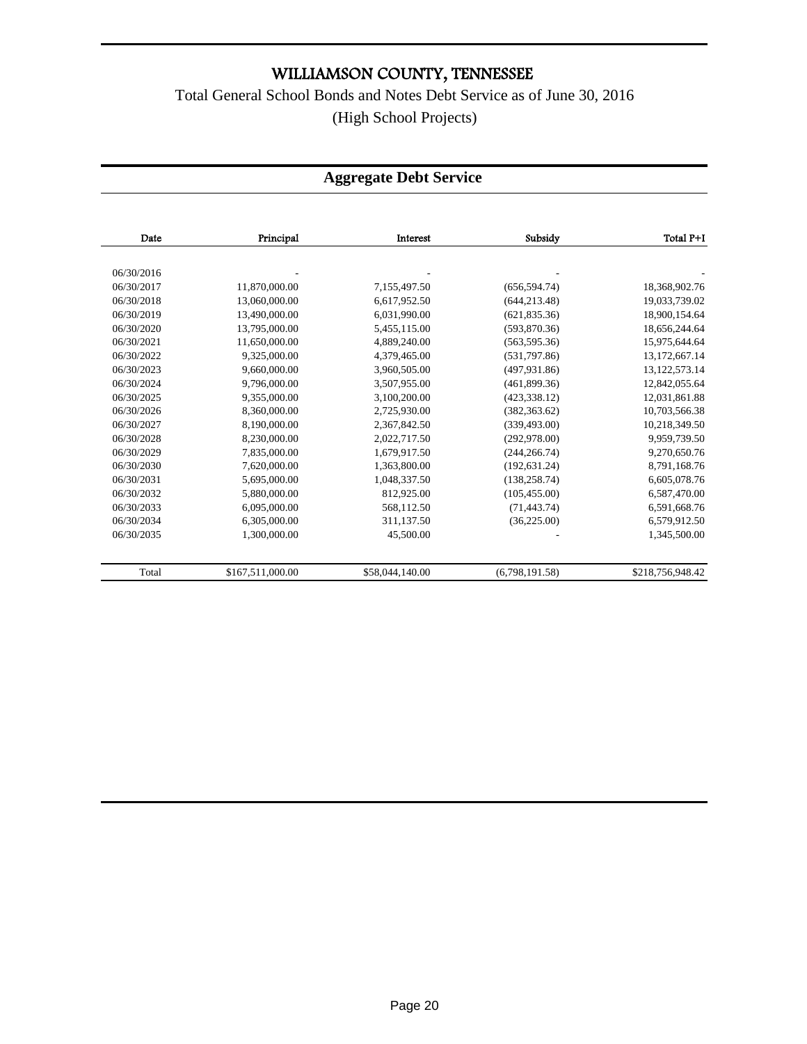# WILLIAMSON COUNTY, TENNESSEE

Total General School Bonds and Notes Debt Service as of June 30, 2016

(High School Projects)

## Aggregate Debt Service

| Date | Principal | Interest | Subsidy | Total P+I |
|---|---|---|---|---|
| 06/30/2016 | - | - | - | - |
| 06/30/2017 | 11,870,000.00 | 7,155,497.50 | (656,594.74) | 18,368,902.76 |
| 06/30/2018 | 13,060,000.00 | 6,617,952.50 | (644,213.48) | 19,033,739.02 |
| 06/30/2019 | 13,490,000.00 | 6,031,990.00 | (621,835.36) | 18,900,154.64 |
| 06/30/2020 | 13,795,000.00 | 5,455,115.00 | (593,870.36) | 18,656,244.64 |
| 06/30/2021 | 11,650,000.00 | 4,889,240.00 | (563,595.36) | 15,975,644.64 |
| 06/30/2022 | 9,325,000.00 | 4,379,465.00 | (531,797.86) | 13,172,667.14 |
| 06/30/2023 | 9,660,000.00 | 3,960,505.00 | (497,931.86) | 13,122,573.14 |
| 06/30/2024 | 9,796,000.00 | 3,507,955.00 | (461,899.36) | 12,842,055.64 |
| 06/30/2025 | 9,355,000.00 | 3,100,200.00 | (423,338.12) | 12,031,861.88 |
| 06/30/2026 | 8,360,000.00 | 2,725,930.00 | (382,363.62) | 10,703,566.38 |
| 06/30/2027 | 8,190,000.00 | 2,367,842.50 | (339,493.00) | 10,218,349.50 |
| 06/30/2028 | 8,230,000.00 | 2,022,717.50 | (292,978.00) | 9,959,739.50 |
| 06/30/2029 | 7,835,000.00 | 1,679,917.50 | (244,266.74) | 9,270,650.76 |
| 06/30/2030 | 7,620,000.00 | 1,363,800.00 | (192,631.24) | 8,791,168.76 |
| 06/30/2031 | 5,695,000.00 | 1,048,337.50 | (138,258.74) | 6,605,078.76 |
| 06/30/2032 | 5,880,000.00 | 812,925.00 | (105,455.00) | 6,587,470.00 |
| 06/30/2033 | 6,095,000.00 | 568,112.50 | (71,443.74) | 6,591,668.76 |
| 06/30/2034 | 6,305,000.00 | 311,137.50 | (36,225.00) | 6,579,912.50 |
| 06/30/2035 | 1,300,000.00 | 45,500.00 | - | 1,345,500.00 |
| Total | $167,511,000.00 | $58,044,140.00 | (6,798,191.58) | $218,756,948.42 |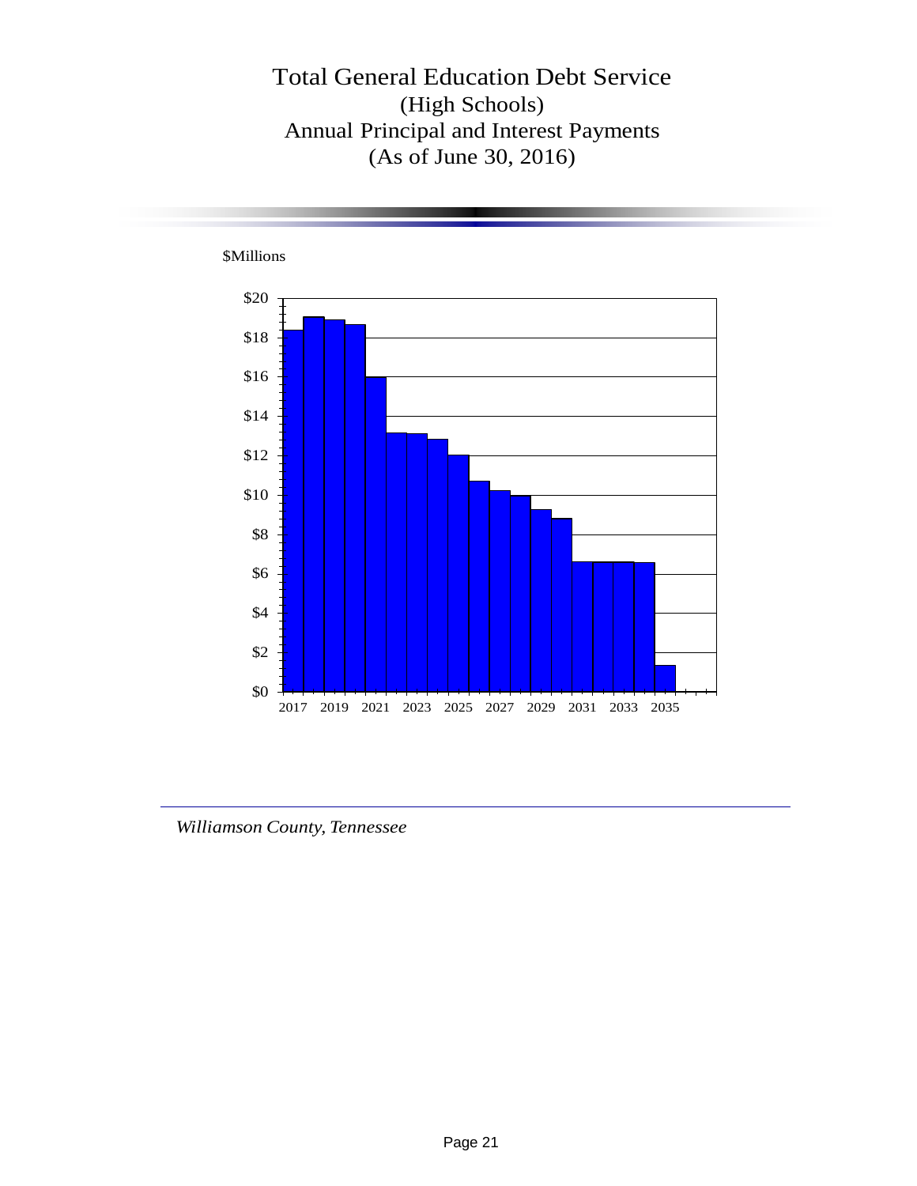# Total General Education Debt Service
## (High Schools)
## Annual Principal and Interest Payments
## (As of June 30, 2016)

$Millions

$20
$18
$16
$14
$12
$10
$8
$6
$4
$2
$0

2017 2019 2021 2023 2025 2027 2029 2031 2033 2035

*Williamson County, Tennessee*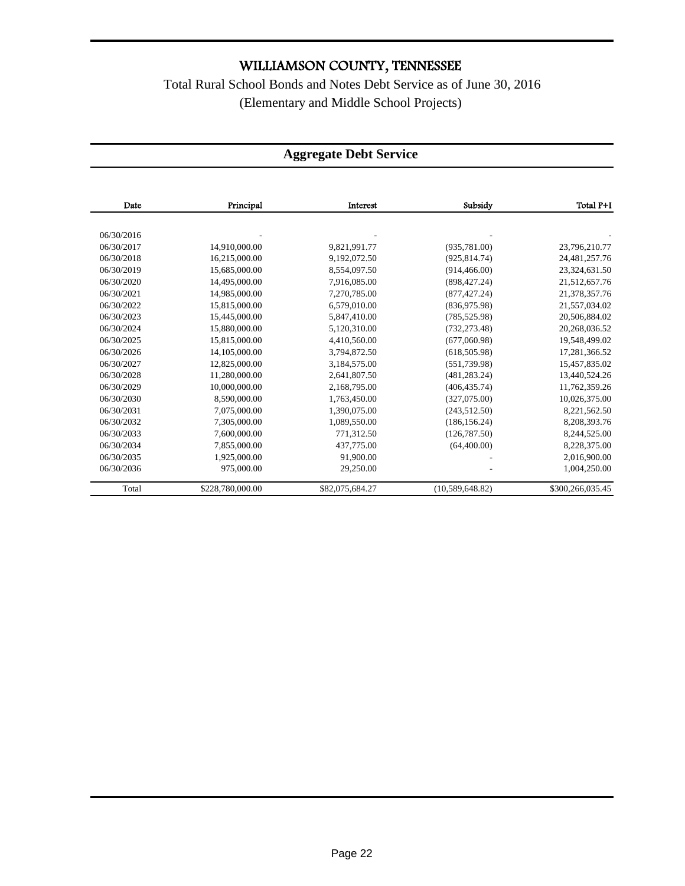# WILLIAMSON COUNTY, TENNESSEE

Total Rural School Bonds and Notes Debt Service as of June 30, 2016
(Elementary and Middle School Projects)

## Aggregate Debt Service

| Date | Principal | Interest | Subsidy | Total P+I |
|---|---|---|---|---|
| 06/30/2016 | - | - | - | - |
| 06/30/2017 | 14,910,000.00 | 9,821,991.77 | (935,781.00) | 23,796,210.77 |
| 06/30/2018 | 16,215,000.00 | 9,192,072.50 | (925,814.74) | 24,481,257.76 |
| 06/30/2019 | 15,685,000.00 | 8,554,097.50 | (914,466.00) | 23,324,631.50 |
| 06/30/2020 | 14,495,000.00 | 7,916,085.00 | (898,427.24) | 21,512,657.76 |
| 06/30/2021 | 14,985,000.00 | 7,270,785.00 | (877,427.24) | 21,378,357.76 |
| 06/30/2022 | 15,815,000.00 | 6,579,010.00 | (836,975.98) | 21,557,034.02 |
| 06/30/2023 | 15,445,000.00 | 5,847,410.00 | (785,525.98) | 20,506,884.02 |
| 06/30/2024 | 15,880,000.00 | 5,120,310.00 | (732,273.48) | 20,268,036.52 |
| 06/30/2025 | 15,815,000.00 | 4,410,560.00 | (677,060.98) | 19,548,499.02 |
| 06/30/2026 | 14,105,000.00 | 3,794,872.50 | (618,505.98) | 17,281,366.52 |
| 06/30/2027 | 12,825,000.00 | 3,184,575.00 | (551,739.98) | 15,457,835.02 |
| 06/30/2028 | 11,280,000.00 | 2,641,807.50 | (481,283.24) | 13,440,524.26 |
| 06/30/2029 | 10,000,000.00 | 2,168,795.00 | (406,435.74) | 11,762,359.26 |
| 06/30/2030 | 8,590,000.00 | 1,763,450.00 | (327,075.00) | 10,026,375.00 |
| 06/30/2031 | 7,075,000.00 | 1,390,075.00 | (243,512.50) | 8,221,562.50 |
| 06/30/2032 | 7,305,000.00 | 1,089,550.00 | (186,156.24) | 8,208,393.76 |
| 06/30/2033 | 7,600,000.00 | 771,312.50 | (126,787.50) | 8,244,525.00 |
| 06/30/2034 | 7,855,000.00 | 437,775.00 | (64,400.00) | 8,228,375.00 |
| 06/30/2035 | 1,925,000.00 | 91,900.00 | - | 2,016,900.00 |
| 06/30/2036 | 975,000.00 | 29,250.00 | - | 1,004,250.00 |
| Total | $228,780,000.00 | $82,075,684.27 | (10,589,648.82) | $300,266,035.45 |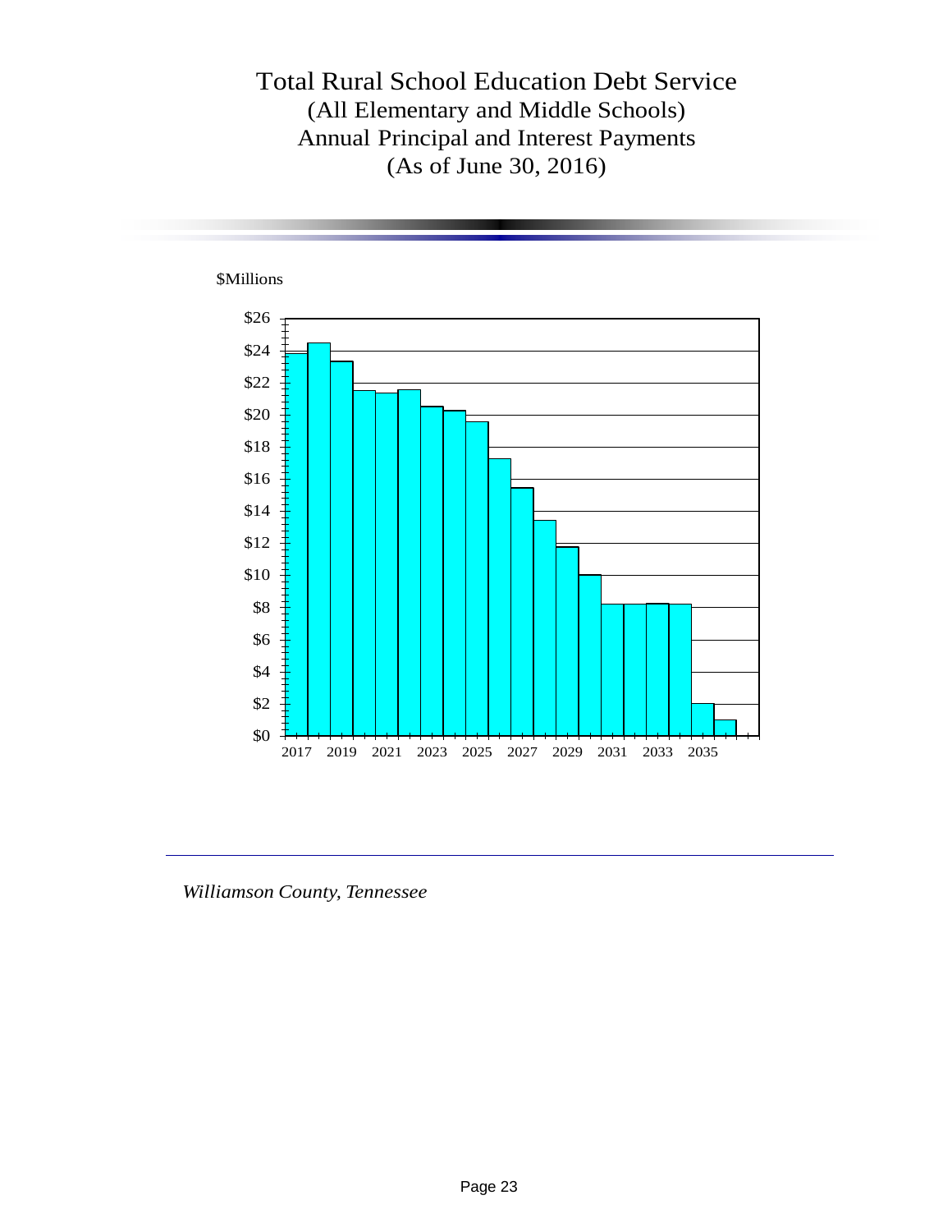# Total Rural School Education Debt Service

## (All Elementary and Middle Schools)
## Annual Principal and Interest Payments
## (As of June 30, 2016)

$Millions

*Williamson County, Tennessee*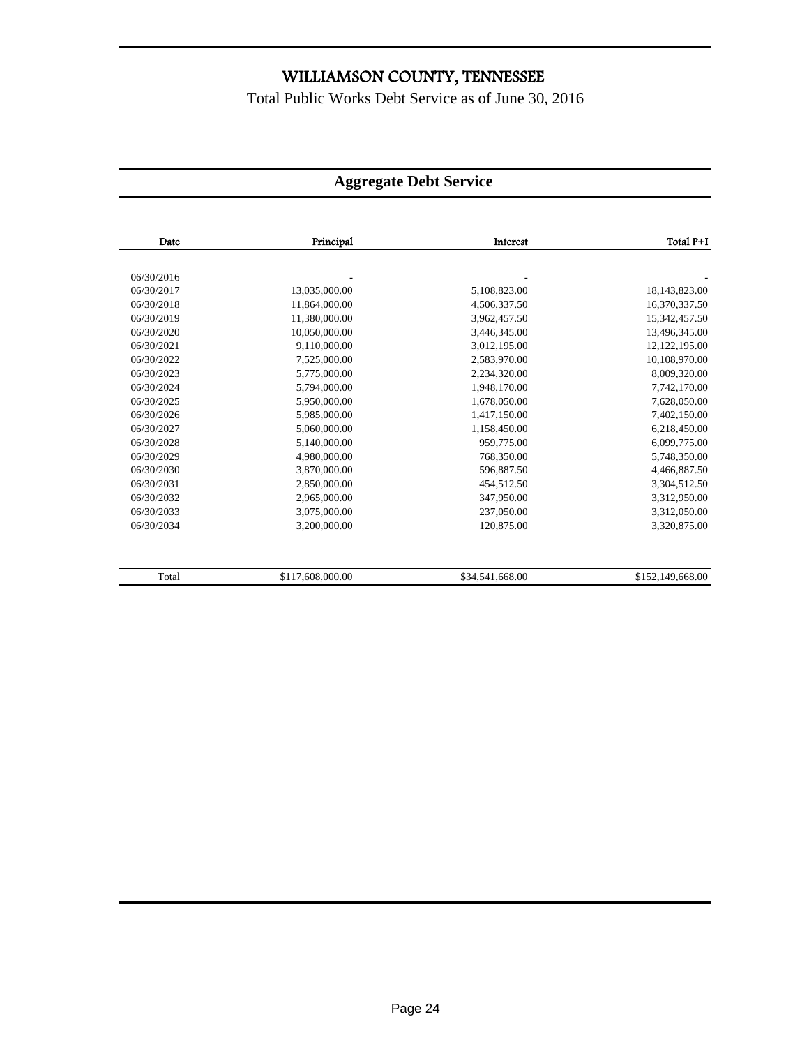# WILLIAMSON COUNTY, TENNESSEE

Total Public Works Debt Service as of June 30, 2016

## Aggregate Debt Service

| Date | Principal | Interest | Total P+I |
|---|---|---|---|
| 06/30/2016 | - | - | - |
| 06/30/2017 | 13,035,000.00 | 5,108,823.00 | 18,143,823.00 |
| 06/30/2018 | 11,864,000.00 | 4,506,337.50 | 16,370,337.50 |
| 06/30/2019 | 11,380,000.00 | 3,962,457.50 | 15,342,457.50 |
| 06/30/2020 | 10,050,000.00 | 3,446,345.00 | 13,496,345.00 |
| 06/30/2021 | 9,110,000.00 | 3,012,195.00 | 12,122,195.00 |
| 06/30/2022 | 7,525,000.00 | 2,583,970.00 | 10,108,970.00 |
| 06/30/2023 | 5,775,000.00 | 2,234,320.00 | 8,009,320.00 |
| 06/30/2024 | 5,794,000.00 | 1,948,170.00 | 7,742,170.00 |
| 06/30/2025 | 5,950,000.00 | 1,678,050.00 | 7,628,050.00 |
| 06/30/2026 | 5,985,000.00 | 1,417,150.00 | 7,402,150.00 |
| 06/30/2027 | 5,060,000.00 | 1,158,450.00 | 6,218,450.00 |
| 06/30/2028 | 5,140,000.00 | 959,775.00 | 6,099,775.00 |
| 06/30/2029 | 4,980,000.00 | 768,350.00 | 5,748,350.00 |
| 06/30/2030 | 3,870,000.00 | 596,887.50 | 4,466,887.50 |
| 06/30/2031 | 2,850,000.00 | 454,512.50 | 3,304,512.50 |
| 06/30/2032 | 2,965,000.00 | 347,950.00 | 3,312,950.00 |
| 06/30/2033 | 3,075,000.00 | 237,050.00 | 3,312,050.00 |
| 06/30/2034 | 3,200,000.00 | 120,875.00 | 3,320,875.00 |
| Total | $117,608,000.00 | $34,541,668.00 | $152,149,668.00 |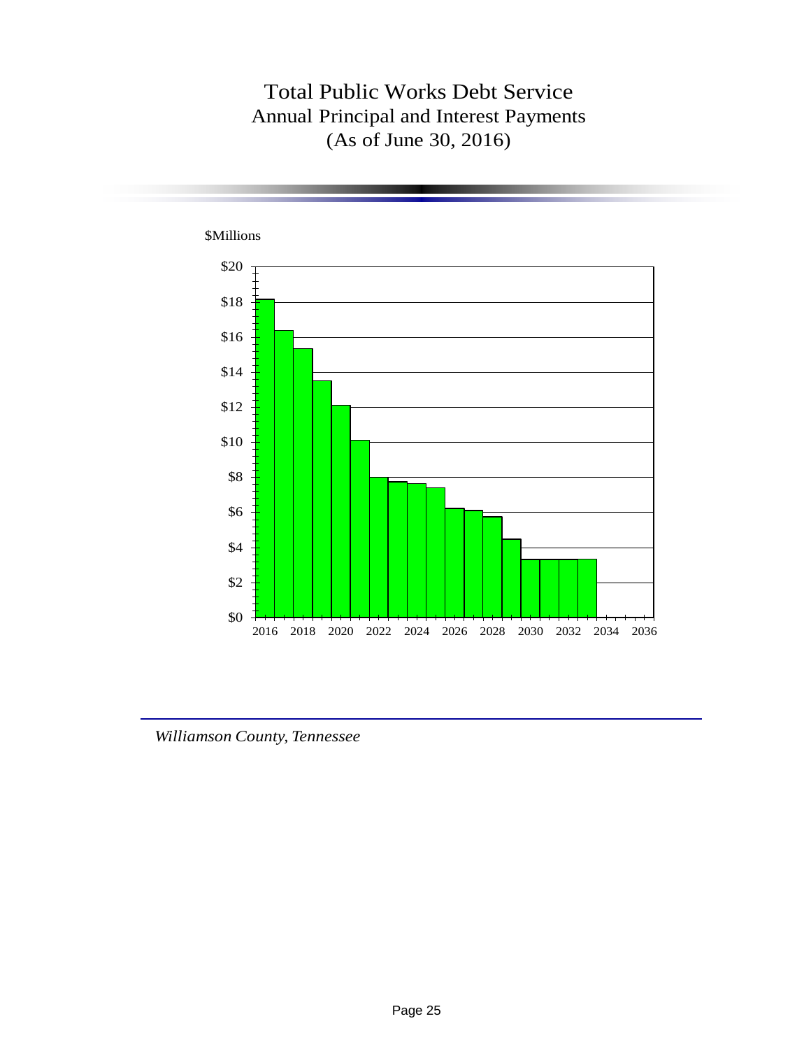# Total Public Works Debt Service

## Annual Principal and Interest Payments

## (As of June 30, 2016)

$Millions

$20
$18
$16
$14
$12
$10
$8
$6
$4
$2
$0

2016 2018 2020 2022 2024 2026 2028 2030 2032 2034 2036

*Williamson County, Tennessee*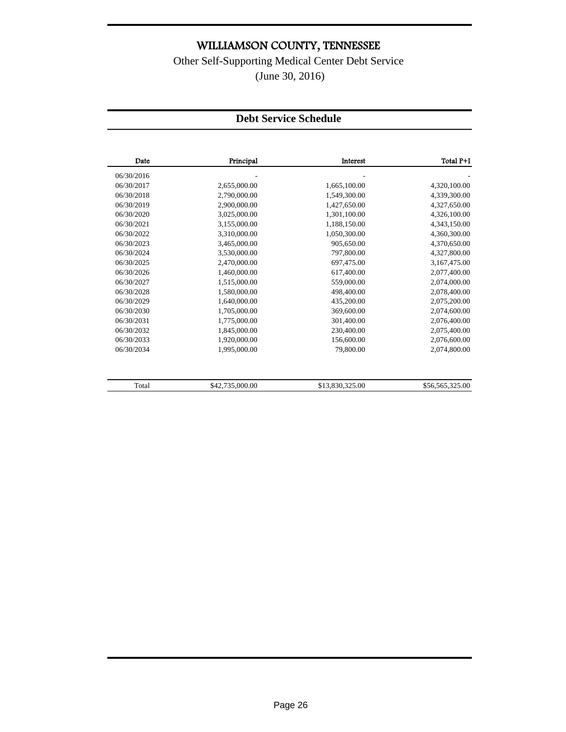# WILLIAMSON COUNTY, TENNESSEE

Other Self-Supporting Medical Center Debt Service

(June 30, 2016)

## Debt Service Schedule

| Date | Principal | Interest | Total P+I |
|---|---|---|---|
| 06/30/2016 | - | - | - |
| 06/30/2017 | 2,655,000.00 | 1,665,100.00 | 4,320,100.00 |
| 06/30/2018 | 2,790,000.00 | 1,549,300.00 | 4,339,300.00 |
| 06/30/2019 | 2,900,000.00 | 1,427,650.00 | 4,327,650.00 |
| 06/30/2020 | 3,025,000.00 | 1,301,100.00 | 4,326,100.00 |
| 06/30/2021 | 3,155,000.00 | 1,188,150.00 | 4,343,150.00 |
| 06/30/2022 | 3,310,000.00 | 1,050,300.00 | 4,360,300.00 |
| 06/30/2023 | 3,465,000.00 | 905,650.00 | 4,370,650.00 |
| 06/30/2024 | 3,530,000.00 | 797,800.00 | 4,327,800.00 |
| 06/30/2025 | 2,470,000.00 | 697,475.00 | 3,167,475.00 |
| 06/30/2026 | 1,460,000.00 | 617,400.00 | 2,077,400.00 |
| 06/30/2027 | 1,515,000.00 | 559,000.00 | 2,074,000.00 |
| 06/30/2028 | 1,580,000.00 | 498,400.00 | 2,078,400.00 |
| 06/30/2029 | 1,640,000.00 | 435,200.00 | 2,075,200.00 |
| 06/30/2030 | 1,705,000.00 | 369,600.00 | 2,074,600.00 |
| 06/30/2031 | 1,775,000.00 | 301,400.00 | 2,076,400.00 |
| 06/30/2032 | 1,845,000.00 | 230,400.00 | 2,075,400.00 |
| 06/30/2033 | 1,920,000.00 | 156,600.00 | 2,076,600.00 |
| 06/30/2034 | 1,995,000.00 | 79,800.00 | 2,074,800.00 |
| Total | $42,735,000.00 | $13,830,325.00 | $56,565,325.00 |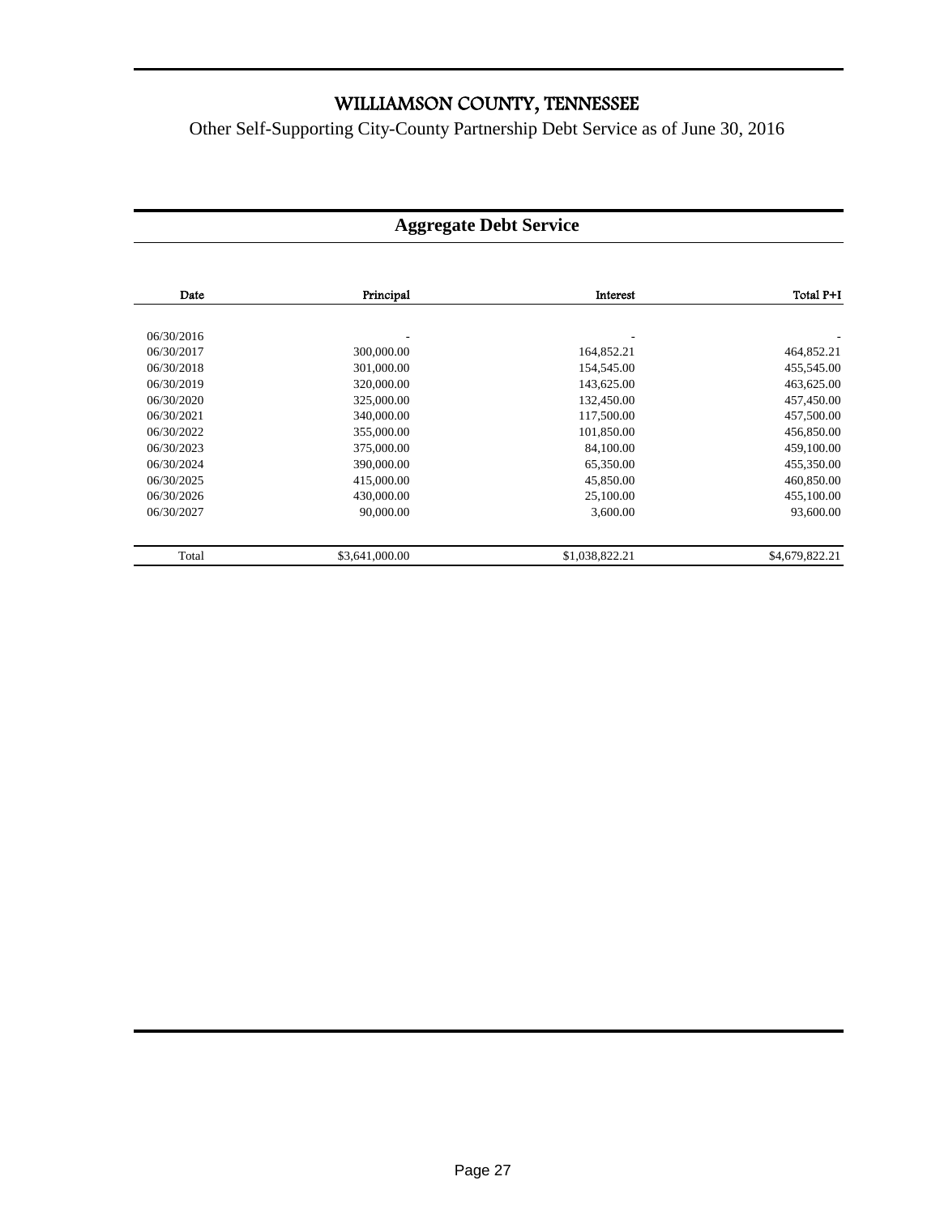# WILLIAMSON COUNTY, TENNESSEE

Other Self-Supporting City-County Partnership Debt Service as of June 30, 2016

## Aggregate Debt Service

| Date | Principal | Interest | Total P+I |
|---|---|---|---|
| 06/30/2016 | - | - | - |
| 06/30/2017 | 300,000.00 | 164,852.21 | 464,852.21 |
| 06/30/2018 | 301,000.00 | 154,545.00 | 455,545.00 |
| 06/30/2019 | 320,000.00 | 143,625.00 | 463,625.00 |
| 06/30/2020 | 325,000.00 | 132,450.00 | 457,450.00 |
| 06/30/2021 | 340,000.00 | 117,500.00 | 457,500.00 |
| 06/30/2022 | 355,000.00 | 101,850.00 | 456,850.00 |
| 06/30/2023 | 375,000.00 | 84,100.00 | 459,100.00 |
| 06/30/2024 | 390,000.00 | 65,350.00 | 455,350.00 |
| 06/30/2025 | 415,000.00 | 45,850.00 | 460,850.00 |
| 06/30/2026 | 430,000.00 | 25,100.00 | 455,100.00 |
| 06/30/2027 | 90,000.00 | 3,600.00 | 93,600.00 |
| Total | $3,641,000.00 | $1,038,822.21 | $4,679,822.21 |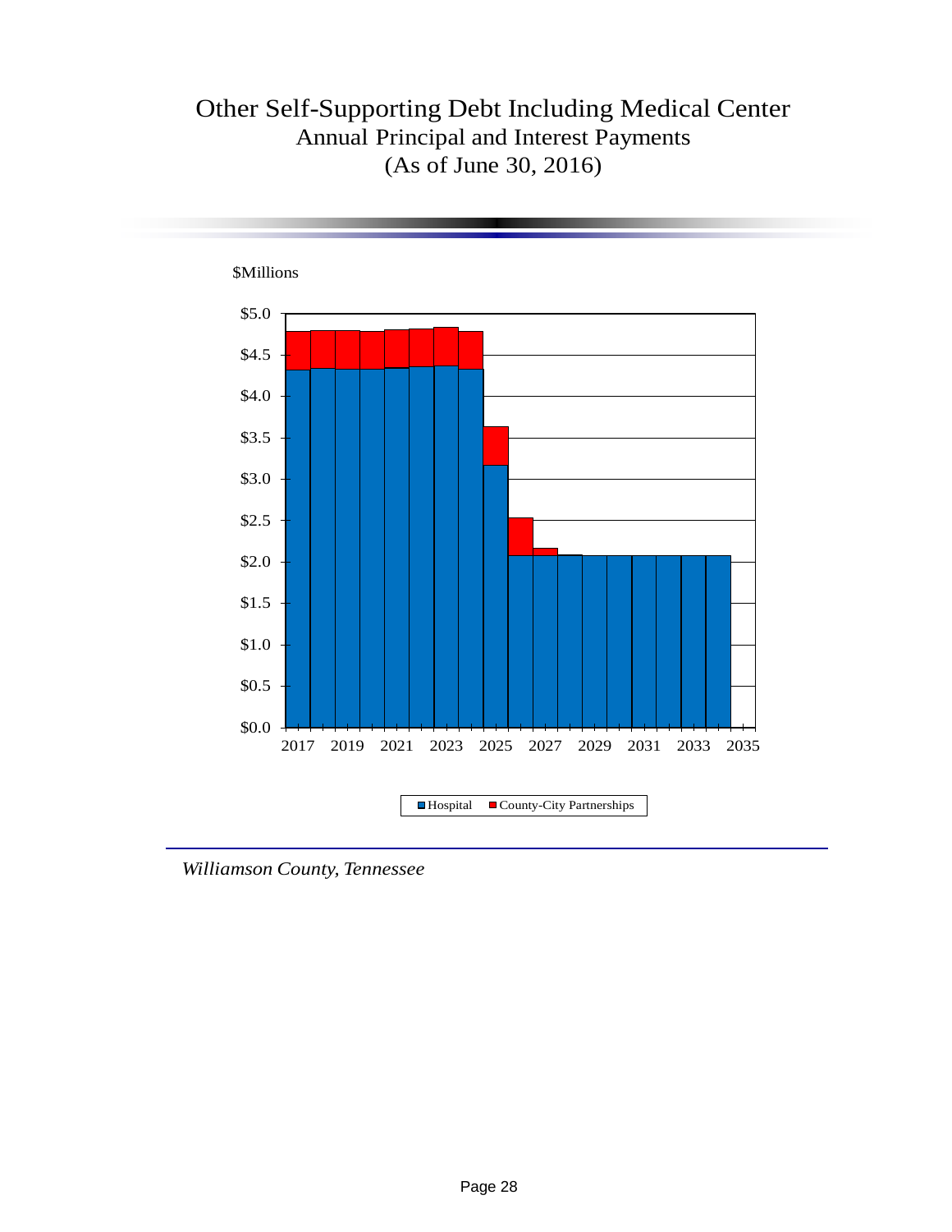# Other Self-Supporting Debt Including Medical Center

## Annual Principal and Interest Payments

## (As of June 30, 2016)

$Millions

$5.0
$4.5
$4.0
$3.5
$3.0
$2.5
$2.0
$1.5
$1.0
$0.5
$0.0

2017 2019 2021 2023 2025 2027 2029 2031 2033 2035

Hospital
County-City Partnerships

*Williamson County, Tennessee*